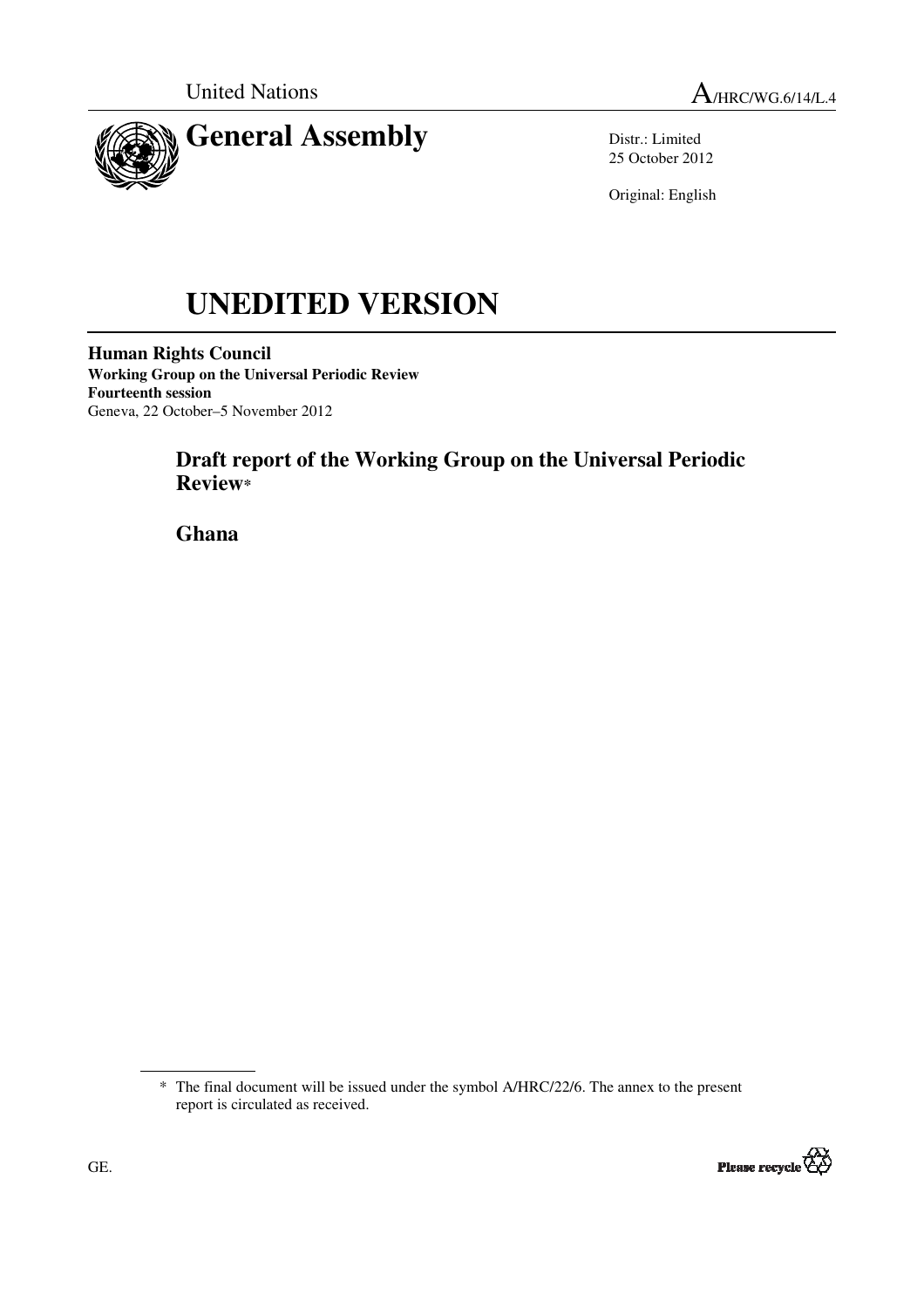United Nations A/HRC/WG.6/14/L.4

# General Assembly

Distr.: Limited
25 October 2012

Original: English

# UNEDITED VERSION

**Human Rights Council**
**Working Group on the Universal Periodic Review**
**Fourteenth session**
Geneva, 22 October–5 November 2012

## Draft report of the Working Group on the Universal Periodic Review*

## Ghana

---

\* The final document will be issued under the symbol A/HRC/22/6. The annex to the present report is circulated as received.

GE.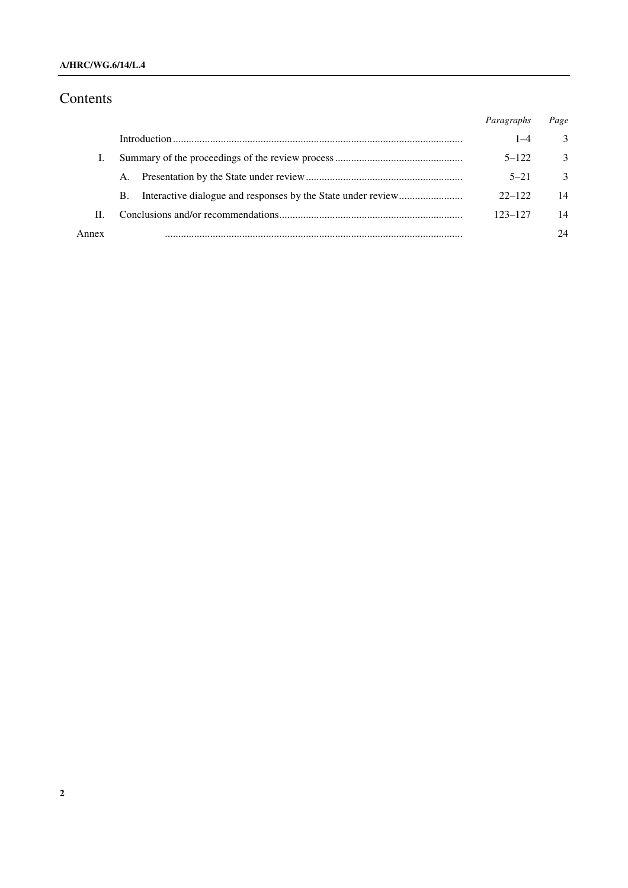# Contents

| | | Paragraphs | Page |
|---|---|---|---|
| | Introduction | 1–4 | 3 |
| I. | Summary of the proceedings of the review process | 5–122 | 3 |
| | A. Presentation by the State under review | 5–21 | 3 |
| | B. Interactive dialogue and responses by the State under review | 22–122 | 14 |
| II. | Conclusions and/or recommendations | 123–127 | 14 |
| Annex | | | 24 |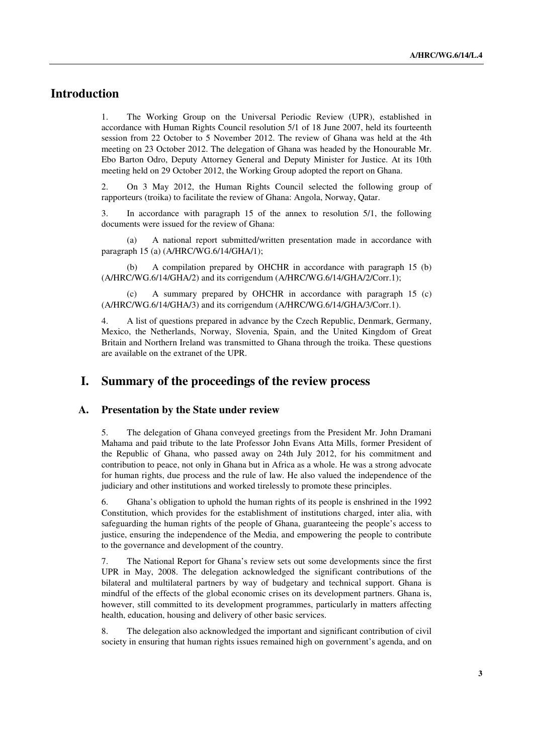# Introduction

1. The Working Group on the Universal Periodic Review (UPR), established in accordance with Human Rights Council resolution 5/1 of 18 June 2007, held its fourteenth session from 22 October to 5 November 2012. The review of Ghana was held at the 4th meeting on 23 October 2012. The delegation of Ghana was headed by the Honourable Mr. Ebo Barton Odro, Deputy Attorney General and Deputy Minister for Justice. At its 10th meeting held on 29 October 2012, the Working Group adopted the report on Ghana.

2. On 3 May 2012, the Human Rights Council selected the following group of rapporteurs (troika) to facilitate the review of Ghana: Angola, Norway, Qatar.

3. In accordance with paragraph 15 of the annex to resolution 5/1, the following documents were issued for the review of Ghana:

(a) A national report submitted/written presentation made in accordance with paragraph 15 (a) (A/HRC/WG.6/14/GHA/1);

(b) A compilation prepared by OHCHR in accordance with paragraph 15 (b) (A/HRC/WG.6/14/GHA/2) and its corrigendum (A/HRC/WG.6/14/GHA/2/Corr.1);

(c) A summary prepared by OHCHR in accordance with paragraph 15 (c) (A/HRC/WG.6/14/GHA/3) and its corrigendum (A/HRC/WG.6/14/GHA/3/Corr.1).

4. A list of questions prepared in advance by the Czech Republic, Denmark, Germany, Mexico, the Netherlands, Norway, Slovenia, Spain, and the United Kingdom of Great Britain and Northern Ireland was transmitted to Ghana through the troika. These questions are available on the extranet of the UPR.

# I. Summary of the proceedings of the review process

## A. Presentation by the State under review

5. The delegation of Ghana conveyed greetings from the President Mr. John Dramani Mahama and paid tribute to the late Professor John Evans Atta Mills, former President of the Republic of Ghana, who passed away on 24th July 2012, for his commitment and contribution to peace, not only in Ghana but in Africa as a whole. He was a strong advocate for human rights, due process and the rule of law. He also valued the independence of the judiciary and other institutions and worked tirelessly to promote these principles.

6. Ghana's obligation to uphold the human rights of its people is enshrined in the 1992 Constitution, which provides for the establishment of institutions charged, inter alia, with safeguarding the human rights of the people of Ghana, guaranteeing the people's access to justice, ensuring the independence of the Media, and empowering the people to contribute to the governance and development of the country.

7. The National Report for Ghana's review sets out some developments since the first UPR in May, 2008. The delegation acknowledged the significant contributions of the bilateral and multilateral partners by way of budgetary and technical support. Ghana is mindful of the effects of the global economic crises on its development partners. Ghana is, however, still committed to its development programmes, particularly in matters affecting health, education, housing and delivery of other basic services.

8. The delegation also acknowledged the important and significant contribution of civil society in ensuring that human rights issues remained high on government's agenda, and on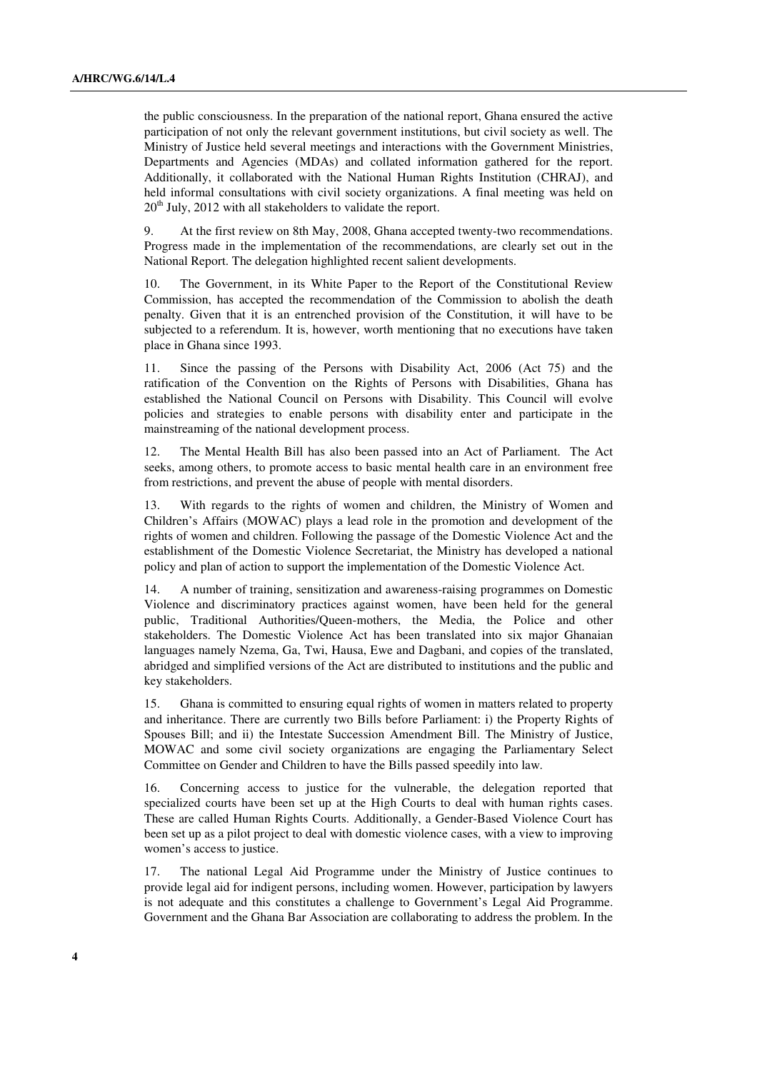the public consciousness. In the preparation of the national report, Ghana ensured the active participation of not only the relevant government institutions, but civil society as well. The Ministry of Justice held several meetings and interactions with the Government Ministries, Departments and Agencies (MDAs) and collated information gathered for the report. Additionally, it collaborated with the National Human Rights Institution (CHRAJ), and held informal consultations with civil society organizations. A final meeting was held on 20th July, 2012 with all stakeholders to validate the report.

9. At the first review on 8th May, 2008, Ghana accepted twenty-two recommendations. Progress made in the implementation of the recommendations, are clearly set out in the National Report. The delegation highlighted recent salient developments.

10. The Government, in its White Paper to the Report of the Constitutional Review Commission, has accepted the recommendation of the Commission to abolish the death penalty. Given that it is an entrenched provision of the Constitution, it will have to be subjected to a referendum. It is, however, worth mentioning that no executions have taken place in Ghana since 1993.

11. Since the passing of the Persons with Disability Act, 2006 (Act 75) and the ratification of the Convention on the Rights of Persons with Disabilities, Ghana has established the National Council on Persons with Disability. This Council will evolve policies and strategies to enable persons with disability enter and participate in the mainstreaming of the national development process.

12. The Mental Health Bill has also been passed into an Act of Parliament. The Act seeks, among others, to promote access to basic mental health care in an environment free from restrictions, and prevent the abuse of people with mental disorders.

13. With regards to the rights of women and children, the Ministry of Women and Children's Affairs (MOWAC) plays a lead role in the promotion and development of the rights of women and children. Following the passage of the Domestic Violence Act and the establishment of the Domestic Violence Secretariat, the Ministry has developed a national policy and plan of action to support the implementation of the Domestic Violence Act.

14. A number of training, sensitization and awareness-raising programmes on Domestic Violence and discriminatory practices against women, have been held for the general public, Traditional Authorities/Queen-mothers, the Media, the Police and other stakeholders. The Domestic Violence Act has been translated into six major Ghanaian languages namely Nzema, Ga, Twi, Hausa, Ewe and Dagbani, and copies of the translated, abridged and simplified versions of the Act are distributed to institutions and the public and key stakeholders.

15. Ghana is committed to ensuring equal rights of women in matters related to property and inheritance. There are currently two Bills before Parliament: i) the Property Rights of Spouses Bill; and ii) the Intestate Succession Amendment Bill. The Ministry of Justice, MOWAC and some civil society organizations are engaging the Parliamentary Select Committee on Gender and Children to have the Bills passed speedily into law.

16. Concerning access to justice for the vulnerable, the delegation reported that specialized courts have been set up at the High Courts to deal with human rights cases. These are called Human Rights Courts. Additionally, a Gender-Based Violence Court has been set up as a pilot project to deal with domestic violence cases, with a view to improving women's access to justice.

17. The national Legal Aid Programme under the Ministry of Justice continues to provide legal aid for indigent persons, including women. However, participation by lawyers is not adequate and this constitutes a challenge to Government's Legal Aid Programme. Government and the Ghana Bar Association are collaborating to address the problem. In the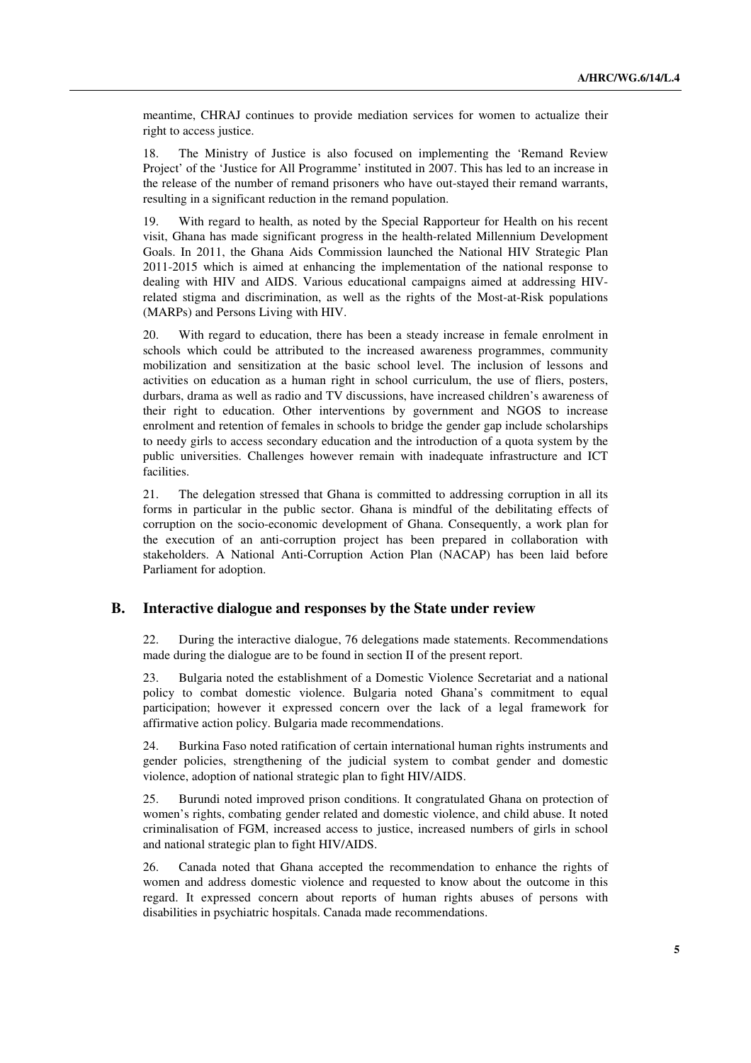meantime, CHRAJ continues to provide mediation services for women to actualize their right to access justice.

18. The Ministry of Justice is also focused on implementing the 'Remand Review Project' of the 'Justice for All Programme' instituted in 2007. This has led to an increase in the release of the number of remand prisoners who have out-stayed their remand warrants, resulting in a significant reduction in the remand population.

19. With regard to health, as noted by the Special Rapporteur for Health on his recent visit, Ghana has made significant progress in the health-related Millennium Development Goals. In 2011, the Ghana Aids Commission launched the National HIV Strategic Plan 2011-2015 which is aimed at enhancing the implementation of the national response to dealing with HIV and AIDS. Various educational campaigns aimed at addressing HIV-related stigma and discrimination, as well as the rights of the Most-at-Risk populations (MARPs) and Persons Living with HIV.

20. With regard to education, there has been a steady increase in female enrolment in schools which could be attributed to the increased awareness programmes, community mobilization and sensitization at the basic school level. The inclusion of lessons and activities on education as a human right in school curriculum, the use of fliers, posters, durbars, drama as well as radio and TV discussions, have increased children's awareness of their right to education. Other interventions by government and NGOS to increase enrolment and retention of females in schools to bridge the gender gap include scholarships to needy girls to access secondary education and the introduction of a quota system by the public universities. Challenges however remain with inadequate infrastructure and ICT facilities.

21. The delegation stressed that Ghana is committed to addressing corruption in all its forms in particular in the public sector. Ghana is mindful of the debilitating effects of corruption on the socio-economic development of Ghana. Consequently, a work plan for the execution of an anti-corruption project has been prepared in collaboration with stakeholders. A National Anti-Corruption Action Plan (NACAP) has been laid before Parliament for adoption.

## B. Interactive dialogue and responses by the State under review

22. During the interactive dialogue, 76 delegations made statements. Recommendations made during the dialogue are to be found in section II of the present report.

23. Bulgaria noted the establishment of a Domestic Violence Secretariat and a national policy to combat domestic violence. Bulgaria noted Ghana's commitment to equal participation; however it expressed concern over the lack of a legal framework for affirmative action policy. Bulgaria made recommendations.

24. Burkina Faso noted ratification of certain international human rights instruments and gender policies, strengthening of the judicial system to combat gender and domestic violence, adoption of national strategic plan to fight HIV/AIDS.

25. Burundi noted improved prison conditions. It congratulated Ghana on protection of women's rights, combating gender related and domestic violence, and child abuse. It noted criminalisation of FGM, increased access to justice, increased numbers of girls in school and national strategic plan to fight HIV/AIDS.

26. Canada noted that Ghana accepted the recommendation to enhance the rights of women and address domestic violence and requested to know about the outcome in this regard. It expressed concern about reports of human rights abuses of persons with disabilities in psychiatric hospitals. Canada made recommendations.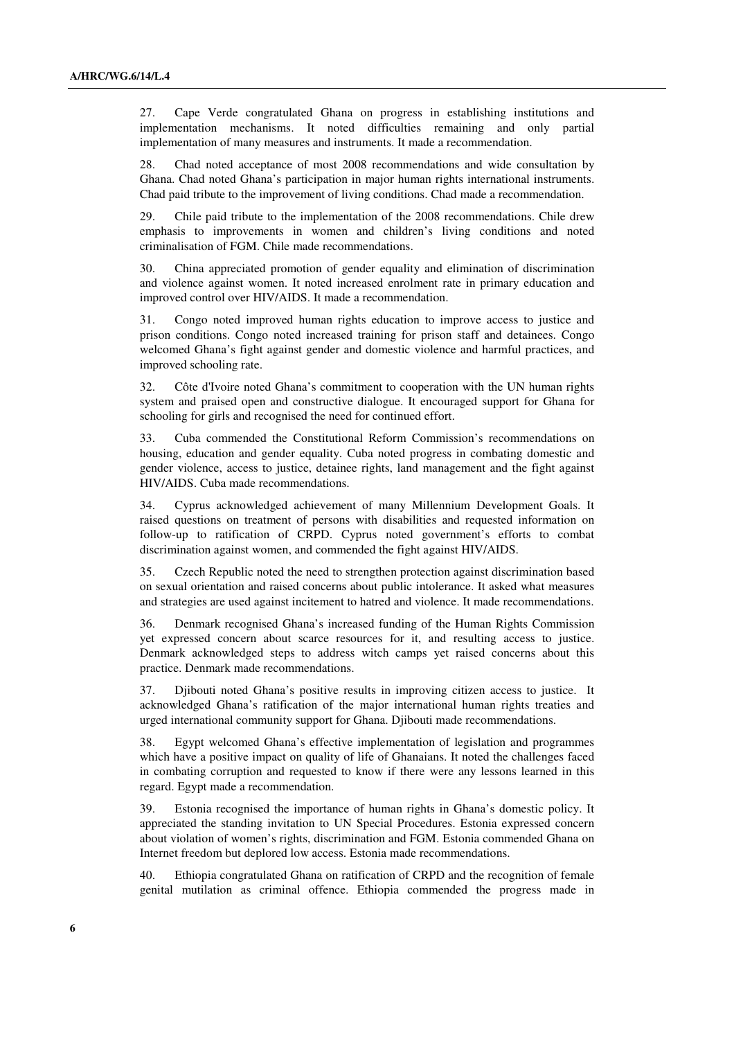27. Cape Verde congratulated Ghana on progress in establishing institutions and implementation mechanisms. It noted difficulties remaining and only partial implementation of many measures and instruments. It made a recommendation.

28. Chad noted acceptance of most 2008 recommendations and wide consultation by Ghana. Chad noted Ghana's participation in major human rights international instruments. Chad paid tribute to the improvement of living conditions. Chad made a recommendation.

29. Chile paid tribute to the implementation of the 2008 recommendations. Chile drew emphasis to improvements in women and children's living conditions and noted criminalisation of FGM. Chile made recommendations.

30. China appreciated promotion of gender equality and elimination of discrimination and violence against women. It noted increased enrolment rate in primary education and improved control over HIV/AIDS. It made a recommendation.

31. Congo noted improved human rights education to improve access to justice and prison conditions. Congo noted increased training for prison staff and detainees. Congo welcomed Ghana's fight against gender and domestic violence and harmful practices, and improved schooling rate.

32. Côte d'Ivoire noted Ghana's commitment to cooperation with the UN human rights system and praised open and constructive dialogue. It encouraged support for Ghana for schooling for girls and recognised the need for continued effort.

33. Cuba commended the Constitutional Reform Commission's recommendations on housing, education and gender equality. Cuba noted progress in combating domestic and gender violence, access to justice, detainee rights, land management and the fight against HIV/AIDS. Cuba made recommendations.

34. Cyprus acknowledged achievement of many Millennium Development Goals. It raised questions on treatment of persons with disabilities and requested information on follow-up to ratification of CRPD. Cyprus noted government's efforts to combat discrimination against women, and commended the fight against HIV/AIDS.

35. Czech Republic noted the need to strengthen protection against discrimination based on sexual orientation and raised concerns about public intolerance. It asked what measures and strategies are used against incitement to hatred and violence. It made recommendations.

36. Denmark recognised Ghana's increased funding of the Human Rights Commission yet expressed concern about scarce resources for it, and resulting access to justice. Denmark acknowledged steps to address witch camps yet raised concerns about this practice. Denmark made recommendations.

37. Djibouti noted Ghana's positive results in improving citizen access to justice. It acknowledged Ghana's ratification of the major international human rights treaties and urged international community support for Ghana. Djibouti made recommendations.

38. Egypt welcomed Ghana's effective implementation of legislation and programmes which have a positive impact on quality of life of Ghanaians. It noted the challenges faced in combating corruption and requested to know if there were any lessons learned in this regard. Egypt made a recommendation.

39. Estonia recognised the importance of human rights in Ghana's domestic policy. It appreciated the standing invitation to UN Special Procedures. Estonia expressed concern about violation of women's rights, discrimination and FGM. Estonia commended Ghana on Internet freedom but deplored low access. Estonia made recommendations.

40. Ethiopia congratulated Ghana on ratification of CRPD and the recognition of female genital mutilation as criminal offence. Ethiopia commended the progress made in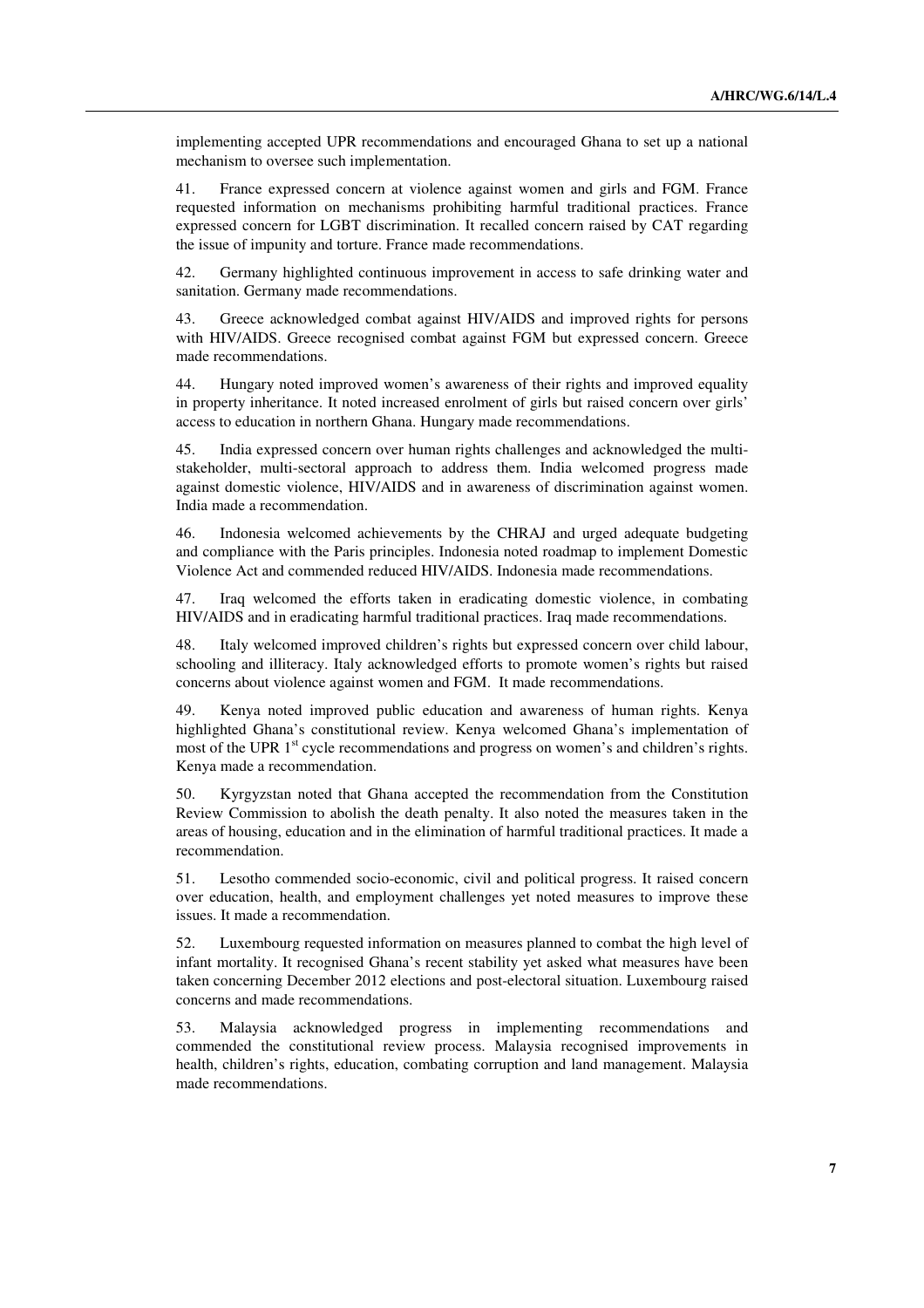implementing accepted UPR recommendations and encouraged Ghana to set up a national mechanism to oversee such implementation.

41. France expressed concern at violence against women and girls and FGM. France requested information on mechanisms prohibiting harmful traditional practices. France expressed concern for LGBT discrimination. It recalled concern raised by CAT regarding the issue of impunity and torture. France made recommendations.

42. Germany highlighted continuous improvement in access to safe drinking water and sanitation. Germany made recommendations.

43. Greece acknowledged combat against HIV/AIDS and improved rights for persons with HIV/AIDS. Greece recognised combat against FGM but expressed concern. Greece made recommendations.

44. Hungary noted improved women's awareness of their rights and improved equality in property inheritance. It noted increased enrolment of girls but raised concern over girls' access to education in northern Ghana. Hungary made recommendations.

45. India expressed concern over human rights challenges and acknowledged the multi-stakeholder, multi-sectoral approach to address them. India welcomed progress made against domestic violence, HIV/AIDS and in awareness of discrimination against women. India made a recommendation.

46. Indonesia welcomed achievements by the CHRAJ and urged adequate budgeting and compliance with the Paris principles. Indonesia noted roadmap to implement Domestic Violence Act and commended reduced HIV/AIDS. Indonesia made recommendations.

47. Iraq welcomed the efforts taken in eradicating domestic violence, in combating HIV/AIDS and in eradicating harmful traditional practices. Iraq made recommendations.

48. Italy welcomed improved children's rights but expressed concern over child labour, schooling and illiteracy. Italy acknowledged efforts to promote women's rights but raised concerns about violence against women and FGM. It made recommendations.

49. Kenya noted improved public education and awareness of human rights. Kenya highlighted Ghana's constitutional review. Kenya welcomed Ghana's implementation of most of the UPR 1st cycle recommendations and progress on women's and children's rights. Kenya made a recommendation.

50. Kyrgyzstan noted that Ghana accepted the recommendation from the Constitution Review Commission to abolish the death penalty. It also noted the measures taken in the areas of housing, education and in the elimination of harmful traditional practices. It made a recommendation.

51. Lesotho commended socio-economic, civil and political progress. It raised concern over education, health, and employment challenges yet noted measures to improve these issues. It made a recommendation.

52. Luxembourg requested information on measures planned to combat the high level of infant mortality. It recognised Ghana's recent stability yet asked what measures have been taken concerning December 2012 elections and post-electoral situation. Luxembourg raised concerns and made recommendations.

53. Malaysia acknowledged progress in implementing recommendations and commended the constitutional review process. Malaysia recognised improvements in health, children's rights, education, combating corruption and land management. Malaysia made recommendations.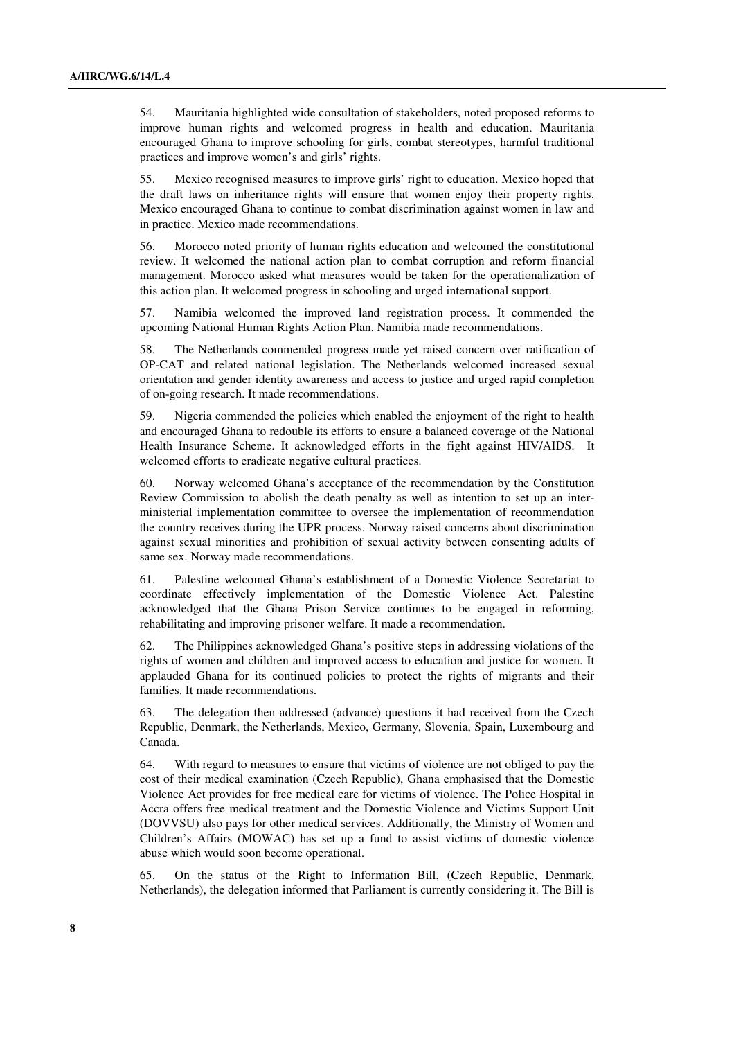54. Mauritania highlighted wide consultation of stakeholders, noted proposed reforms to improve human rights and welcomed progress in health and education. Mauritania encouraged Ghana to improve schooling for girls, combat stereotypes, harmful traditional practices and improve women's and girls' rights.

55. Mexico recognised measures to improve girls' right to education. Mexico hoped that the draft laws on inheritance rights will ensure that women enjoy their property rights. Mexico encouraged Ghana to continue to combat discrimination against women in law and in practice. Mexico made recommendations.

56. Morocco noted priority of human rights education and welcomed the constitutional review. It welcomed the national action plan to combat corruption and reform financial management. Morocco asked what measures would be taken for the operationalization of this action plan. It welcomed progress in schooling and urged international support.

57. Namibia welcomed the improved land registration process. It commended the upcoming National Human Rights Action Plan. Namibia made recommendations.

58. The Netherlands commended progress made yet raised concern over ratification of OP-CAT and related national legislation. The Netherlands welcomed increased sexual orientation and gender identity awareness and access to justice and urged rapid completion of on-going research. It made recommendations.

59. Nigeria commended the policies which enabled the enjoyment of the right to health and encouraged Ghana to redouble its efforts to ensure a balanced coverage of the National Health Insurance Scheme. It acknowledged efforts in the fight against HIV/AIDS. It welcomed efforts to eradicate negative cultural practices.

60. Norway welcomed Ghana's acceptance of the recommendation by the Constitution Review Commission to abolish the death penalty as well as intention to set up an inter-ministerial implementation committee to oversee the implementation of recommendation the country receives during the UPR process. Norway raised concerns about discrimination against sexual minorities and prohibition of sexual activity between consenting adults of same sex. Norway made recommendations.

61. Palestine welcomed Ghana's establishment of a Domestic Violence Secretariat to coordinate effectively implementation of the Domestic Violence Act. Palestine acknowledged that the Ghana Prison Service continues to be engaged in reforming, rehabilitating and improving prisoner welfare. It made a recommendation.

62. The Philippines acknowledged Ghana's positive steps in addressing violations of the rights of women and children and improved access to education and justice for women. It applauded Ghana for its continued policies to protect the rights of migrants and their families. It made recommendations.

63. The delegation then addressed (advance) questions it had received from the Czech Republic, Denmark, the Netherlands, Mexico, Germany, Slovenia, Spain, Luxembourg and Canada.

64. With regard to measures to ensure that victims of violence are not obliged to pay the cost of their medical examination (Czech Republic), Ghana emphasised that the Domestic Violence Act provides for free medical care for victims of violence. The Police Hospital in Accra offers free medical treatment and the Domestic Violence and Victims Support Unit (DOVVSU) also pays for other medical services. Additionally, the Ministry of Women and Children's Affairs (MOWAC) has set up a fund to assist victims of domestic violence abuse which would soon become operational.

65. On the status of the Right to Information Bill, (Czech Republic, Denmark, Netherlands), the delegation informed that Parliament is currently considering it. The Bill is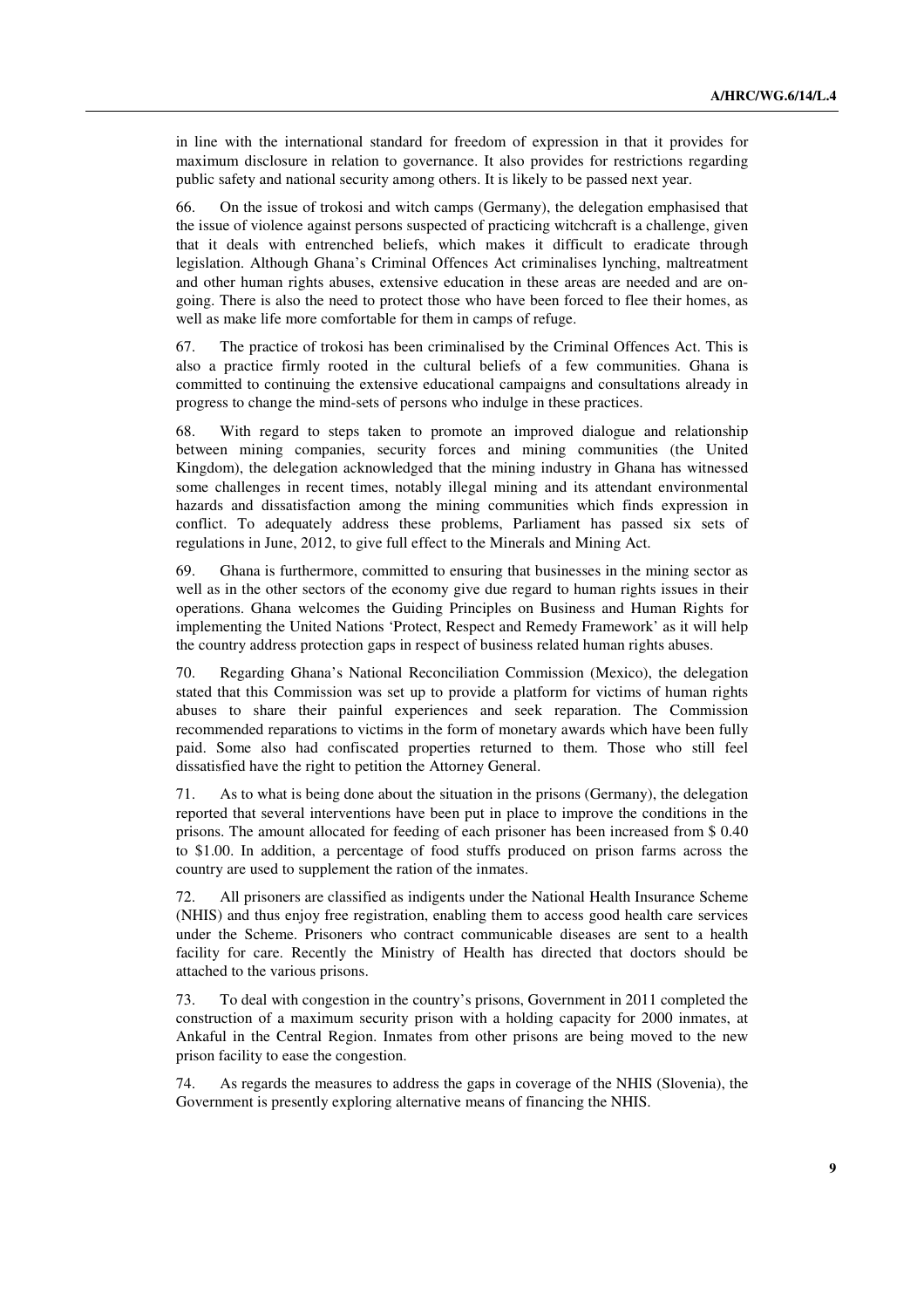in line with the international standard for freedom of expression in that it provides for maximum disclosure in relation to governance. It also provides for restrictions regarding public safety and national security among others. It is likely to be passed next year.

66. On the issue of trokosi and witch camps (Germany), the delegation emphasised that the issue of violence against persons suspected of practicing witchcraft is a challenge, given that it deals with entrenched beliefs, which makes it difficult to eradicate through legislation. Although Ghana's Criminal Offences Act criminalises lynching, maltreatment and other human rights abuses, extensive education in these areas are needed and are on-going. There is also the need to protect those who have been forced to flee their homes, as well as make life more comfortable for them in camps of refuge.

67. The practice of trokosi has been criminalised by the Criminal Offences Act. This is also a practice firmly rooted in the cultural beliefs of a few communities. Ghana is committed to continuing the extensive educational campaigns and consultations already in progress to change the mind-sets of persons who indulge in these practices.

68. With regard to steps taken to promote an improved dialogue and relationship between mining companies, security forces and mining communities (the United Kingdom), the delegation acknowledged that the mining industry in Ghana has witnessed some challenges in recent times, notably illegal mining and its attendant environmental hazards and dissatisfaction among the mining communities which finds expression in conflict. To adequately address these problems, Parliament has passed six sets of regulations in June, 2012, to give full effect to the Minerals and Mining Act.

69. Ghana is furthermore, committed to ensuring that businesses in the mining sector as well as in the other sectors of the economy give due regard to human rights issues in their operations. Ghana welcomes the Guiding Principles on Business and Human Rights for implementing the United Nations 'Protect, Respect and Remedy Framework' as it will help the country address protection gaps in respect of business related human rights abuses.

70. Regarding Ghana's National Reconciliation Commission (Mexico), the delegation stated that this Commission was set up to provide a platform for victims of human rights abuses to share their painful experiences and seek reparation. The Commission recommended reparations to victims in the form of monetary awards which have been fully paid. Some also had confiscated properties returned to them. Those who still feel dissatisfied have the right to petition the Attorney General.

71. As to what is being done about the situation in the prisons (Germany), the delegation reported that several interventions have been put in place to improve the conditions in the prisons. The amount allocated for feeding of each prisoner has been increased from $ 0.40 to $1.00. In addition, a percentage of food stuffs produced on prison farms across the country are used to supplement the ration of the inmates.

72. All prisoners are classified as indigents under the National Health Insurance Scheme (NHIS) and thus enjoy free registration, enabling them to access good health care services under the Scheme. Prisoners who contract communicable diseases are sent to a health facility for care. Recently the Ministry of Health has directed that doctors should be attached to the various prisons.

73. To deal with congestion in the country's prisons, Government in 2011 completed the construction of a maximum security prison with a holding capacity for 2000 inmates, at Ankaful in the Central Region. Inmates from other prisons are being moved to the new prison facility to ease the congestion.

74. As regards the measures to address the gaps in coverage of the NHIS (Slovenia), the Government is presently exploring alternative means of financing the NHIS.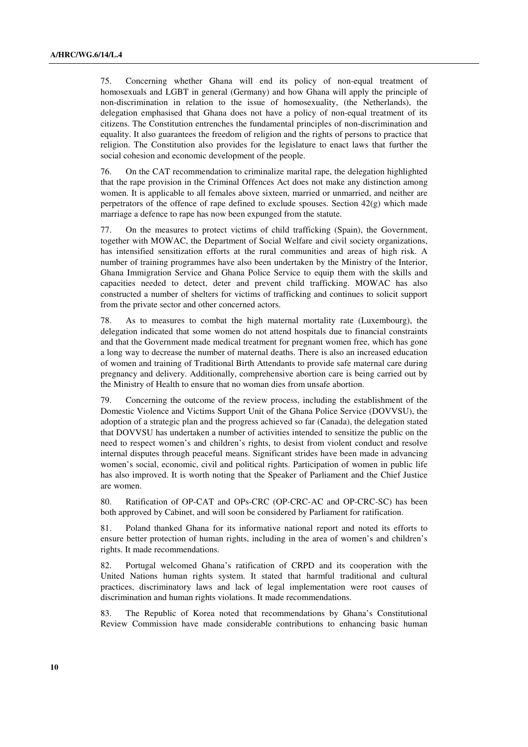75. Concerning whether Ghana will end its policy of non-equal treatment of homosexuals and LGBT in general (Germany) and how Ghana will apply the principle of non-discrimination in relation to the issue of homosexuality, (the Netherlands), the delegation emphasised that Ghana does not have a policy of non-equal treatment of its citizens. The Constitution entrenches the fundamental principles of non-discrimination and equality. It also guarantees the freedom of religion and the rights of persons to practice that religion. The Constitution also provides for the legislature to enact laws that further the social cohesion and economic development of the people.

76. On the CAT recommendation to criminalize marital rape, the delegation highlighted that the rape provision in the Criminal Offences Act does not make any distinction among women. It is applicable to all females above sixteen, married or unmarried, and neither are perpetrators of the offence of rape defined to exclude spouses. Section 42(g) which made marriage a defence to rape has now been expunged from the statute.

77. On the measures to protect victims of child trafficking (Spain), the Government, together with MOWAC, the Department of Social Welfare and civil society organizations, has intensified sensitization efforts at the rural communities and areas of high risk. A number of training programmes have also been undertaken by the Ministry of the Interior, Ghana Immigration Service and Ghana Police Service to equip them with the skills and capacities needed to detect, deter and prevent child trafficking. MOWAC has also constructed a number of shelters for victims of trafficking and continues to solicit support from the private sector and other concerned actors.

78. As to measures to combat the high maternal mortality rate (Luxembourg), the delegation indicated that some women do not attend hospitals due to financial constraints and that the Government made medical treatment for pregnant women free, which has gone a long way to decrease the number of maternal deaths. There is also an increased education of women and training of Traditional Birth Attendants to provide safe maternal care during pregnancy and delivery. Additionally, comprehensive abortion care is being carried out by the Ministry of Health to ensure that no woman dies from unsafe abortion.

79. Concerning the outcome of the review process, including the establishment of the Domestic Violence and Victims Support Unit of the Ghana Police Service (DOVVSU), the adoption of a strategic plan and the progress achieved so far (Canada), the delegation stated that DOVVSU has undertaken a number of activities intended to sensitize the public on the need to respect women's and children's rights, to desist from violent conduct and resolve internal disputes through peaceful means. Significant strides have been made in advancing women's social, economic, civil and political rights. Participation of women in public life has also improved. It is worth noting that the Speaker of Parliament and the Chief Justice are women.

80. Ratification of OP-CAT and OPs-CRC (OP-CRC-AC and OP-CRC-SC) has been both approved by Cabinet, and will soon be considered by Parliament for ratification.

81. Poland thanked Ghana for its informative national report and noted its efforts to ensure better protection of human rights, including in the area of women's and children's rights. It made recommendations.

82. Portugal welcomed Ghana's ratification of CRPD and its cooperation with the United Nations human rights system. It stated that harmful traditional and cultural practices, discriminatory laws and lack of legal implementation were root causes of discrimination and human rights violations. It made recommendations.

83. The Republic of Korea noted that recommendations by Ghana's Constitutional Review Commission have made considerable contributions to enhancing basic human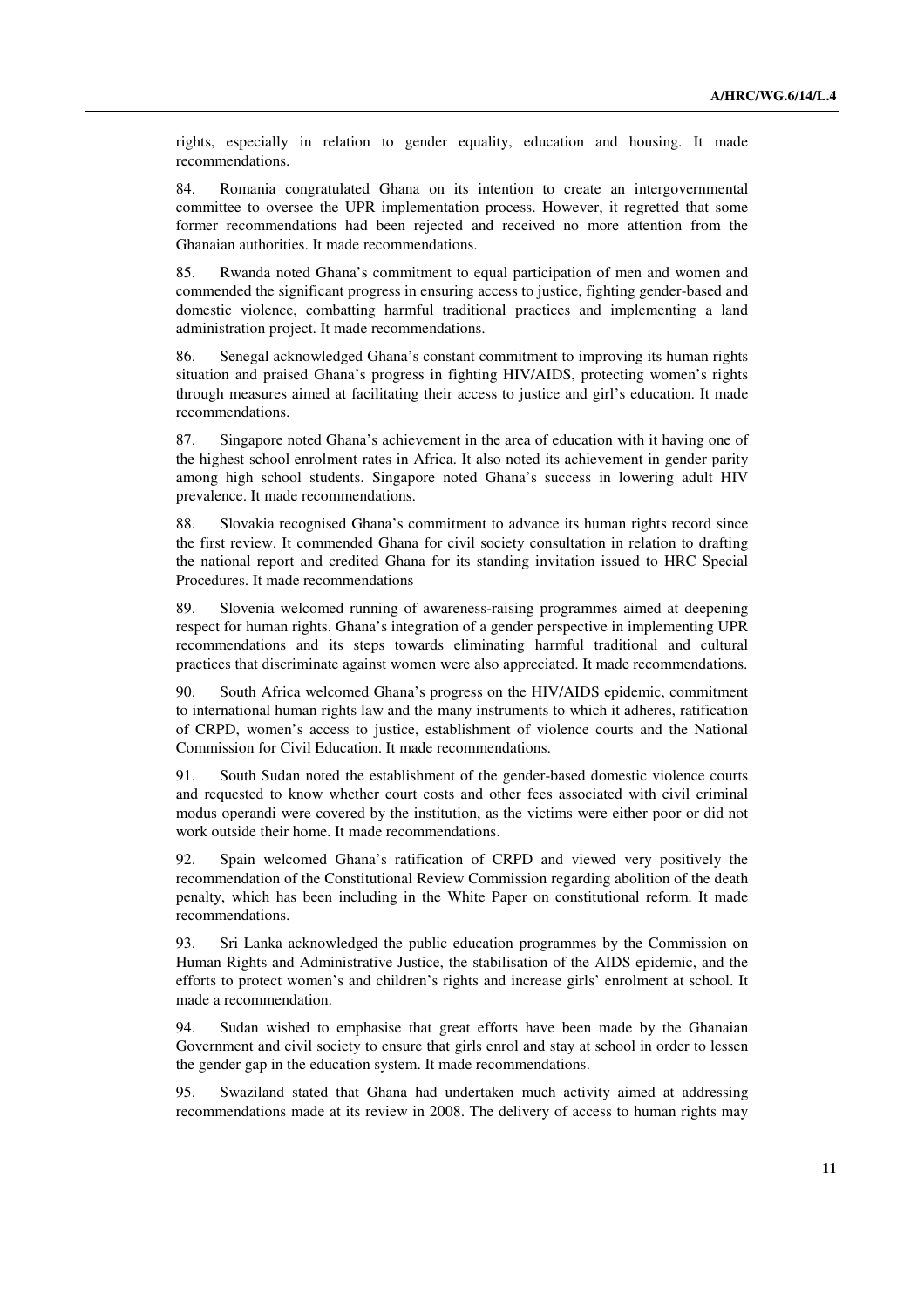rights, especially in relation to gender equality, education and housing. It made recommendations.

84. Romania congratulated Ghana on its intention to create an intergovernmental committee to oversee the UPR implementation process. However, it regretted that some former recommendations had been rejected and received no more attention from the Ghanaian authorities. It made recommendations.

85. Rwanda noted Ghana's commitment to equal participation of men and women and commended the significant progress in ensuring access to justice, fighting gender-based and domestic violence, combatting harmful traditional practices and implementing a land administration project. It made recommendations.

86. Senegal acknowledged Ghana's constant commitment to improving its human rights situation and praised Ghana's progress in fighting HIV/AIDS, protecting women's rights through measures aimed at facilitating their access to justice and girl's education. It made recommendations.

87. Singapore noted Ghana's achievement in the area of education with it having one of the highest school enrolment rates in Africa. It also noted its achievement in gender parity among high school students. Singapore noted Ghana's success in lowering adult HIV prevalence. It made recommendations.

88. Slovakia recognised Ghana's commitment to advance its human rights record since the first review. It commended Ghana for civil society consultation in relation to drafting the national report and credited Ghana for its standing invitation issued to HRC Special Procedures. It made recommendations

89. Slovenia welcomed running of awareness-raising programmes aimed at deepening respect for human rights. Ghana's integration of a gender perspective in implementing UPR recommendations and its steps towards eliminating harmful traditional and cultural practices that discriminate against women were also appreciated. It made recommendations.

90. South Africa welcomed Ghana's progress on the HIV/AIDS epidemic, commitment to international human rights law and the many instruments to which it adheres, ratification of CRPD, women's access to justice, establishment of violence courts and the National Commission for Civil Education. It made recommendations.

91. South Sudan noted the establishment of the gender-based domestic violence courts and requested to know whether court costs and other fees associated with civil criminal modus operandi were covered by the institution, as the victims were either poor or did not work outside their home. It made recommendations.

92. Spain welcomed Ghana's ratification of CRPD and viewed very positively the recommendation of the Constitutional Review Commission regarding abolition of the death penalty, which has been including in the White Paper on constitutional reform. It made recommendations.

93. Sri Lanka acknowledged the public education programmes by the Commission on Human Rights and Administrative Justice, the stabilisation of the AIDS epidemic, and the efforts to protect women's and children's rights and increase girls' enrolment at school. It made a recommendation.

94. Sudan wished to emphasise that great efforts have been made by the Ghanaian Government and civil society to ensure that girls enrol and stay at school in order to lessen the gender gap in the education system. It made recommendations.

95. Swaziland stated that Ghana had undertaken much activity aimed at addressing recommendations made at its review in 2008. The delivery of access to human rights may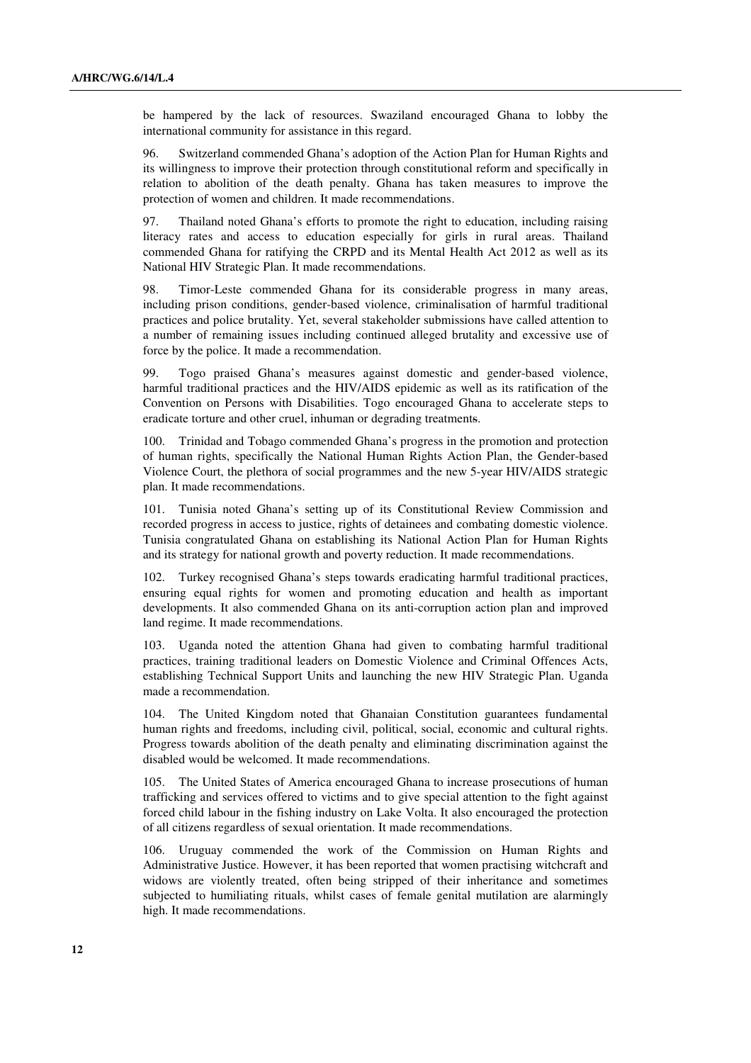be hampered by the lack of resources. Swaziland encouraged Ghana to lobby the international community for assistance in this regard.

96. Switzerland commended Ghana's adoption of the Action Plan for Human Rights and its willingness to improve their protection through constitutional reform and specifically in relation to abolition of the death penalty. Ghana has taken measures to improve the protection of women and children. It made recommendations.

97. Thailand noted Ghana's efforts to promote the right to education, including raising literacy rates and access to education especially for girls in rural areas. Thailand commended Ghana for ratifying the CRPD and its Mental Health Act 2012 as well as its National HIV Strategic Plan. It made recommendations.

98. Timor-Leste commended Ghana for its considerable progress in many areas, including prison conditions, gender-based violence, criminalisation of harmful traditional practices and police brutality. Yet, several stakeholder submissions have called attention to a number of remaining issues including continued alleged brutality and excessive use of force by the police. It made a recommendation.

99. Togo praised Ghana's measures against domestic and gender-based violence, harmful traditional practices and the HIV/AIDS epidemic as well as its ratification of the Convention on Persons with Disabilities. Togo encouraged Ghana to accelerate steps to eradicate torture and other cruel, inhuman or degrading treatments.

100. Trinidad and Tobago commended Ghana's progress in the promotion and protection of human rights, specifically the National Human Rights Action Plan, the Gender-based Violence Court, the plethora of social programmes and the new 5-year HIV/AIDS strategic plan. It made recommendations.

101. Tunisia noted Ghana's setting up of its Constitutional Review Commission and recorded progress in access to justice, rights of detainees and combating domestic violence. Tunisia congratulated Ghana on establishing its National Action Plan for Human Rights and its strategy for national growth and poverty reduction. It made recommendations.

102. Turkey recognised Ghana's steps towards eradicating harmful traditional practices, ensuring equal rights for women and promoting education and health as important developments. It also commended Ghana on its anti-corruption action plan and improved land regime. It made recommendations.

103. Uganda noted the attention Ghana had given to combating harmful traditional practices, training traditional leaders on Domestic Violence and Criminal Offences Acts, establishing Technical Support Units and launching the new HIV Strategic Plan. Uganda made a recommendation.

104. The United Kingdom noted that Ghanaian Constitution guarantees fundamental human rights and freedoms, including civil, political, social, economic and cultural rights. Progress towards abolition of the death penalty and eliminating discrimination against the disabled would be welcomed. It made recommendations.

105. The United States of America encouraged Ghana to increase prosecutions of human trafficking and services offered to victims and to give special attention to the fight against forced child labour in the fishing industry on Lake Volta. It also encouraged the protection of all citizens regardless of sexual orientation. It made recommendations.

106. Uruguay commended the work of the Commission on Human Rights and Administrative Justice. However, it has been reported that women practising witchcraft and widows are violently treated, often being stripped of their inheritance and sometimes subjected to humiliating rituals, whilst cases of female genital mutilation are alarmingly high. It made recommendations.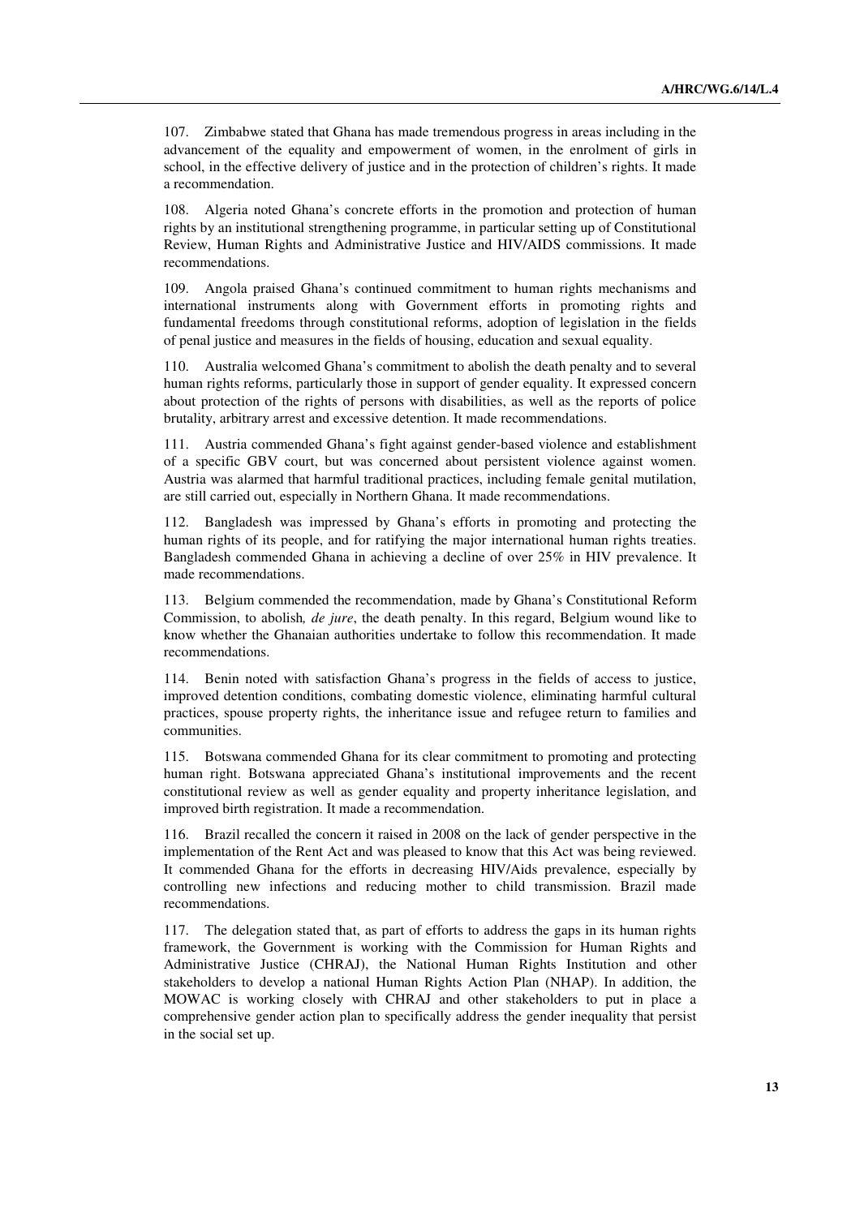107. Zimbabwe stated that Ghana has made tremendous progress in areas including in the advancement of the equality and empowerment of women, in the enrolment of girls in school, in the effective delivery of justice and in the protection of children's rights. It made a recommendation.

108. Algeria noted Ghana's concrete efforts in the promotion and protection of human rights by an institutional strengthening programme, in particular setting up of Constitutional Review, Human Rights and Administrative Justice and HIV/AIDS commissions. It made recommendations.

109. Angola praised Ghana's continued commitment to human rights mechanisms and international instruments along with Government efforts in promoting rights and fundamental freedoms through constitutional reforms, adoption of legislation in the fields of penal justice and measures in the fields of housing, education and sexual equality.

110. Australia welcomed Ghana's commitment to abolish the death penalty and to several human rights reforms, particularly those in support of gender equality. It expressed concern about protection of the rights of persons with disabilities, as well as the reports of police brutality, arbitrary arrest and excessive detention. It made recommendations.

111. Austria commended Ghana's fight against gender-based violence and establishment of a specific GBV court, but was concerned about persistent violence against women. Austria was alarmed that harmful traditional practices, including female genital mutilation, are still carried out, especially in Northern Ghana. It made recommendations.

112. Bangladesh was impressed by Ghana's efforts in promoting and protecting the human rights of its people, and for ratifying the major international human rights treaties. Bangladesh commended Ghana in achieving a decline of over 25% in HIV prevalence. It made recommendations.

113. Belgium commended the recommendation, made by Ghana's Constitutional Reform Commission, to abolish*, de jure*, the death penalty. In this regard, Belgium wound like to know whether the Ghanaian authorities undertake to follow this recommendation. It made recommendations.

114. Benin noted with satisfaction Ghana's progress in the fields of access to justice, improved detention conditions, combating domestic violence, eliminating harmful cultural practices, spouse property rights, the inheritance issue and refugee return to families and communities.

115. Botswana commended Ghana for its clear commitment to promoting and protecting human right. Botswana appreciated Ghana's institutional improvements and the recent constitutional review as well as gender equality and property inheritance legislation, and improved birth registration. It made a recommendation.

116. Brazil recalled the concern it raised in 2008 on the lack of gender perspective in the implementation of the Rent Act and was pleased to know that this Act was being reviewed. It commended Ghana for the efforts in decreasing HIV/Aids prevalence, especially by controlling new infections and reducing mother to child transmission. Brazil made recommendations.

117. The delegation stated that, as part of efforts to address the gaps in its human rights framework, the Government is working with the Commission for Human Rights and Administrative Justice (CHRAJ), the National Human Rights Institution and other stakeholders to develop a national Human Rights Action Plan (NHAP). In addition, the MOWAC is working closely with CHRAJ and other stakeholders to put in place a comprehensive gender action plan to specifically address the gender inequality that persist in the social set up.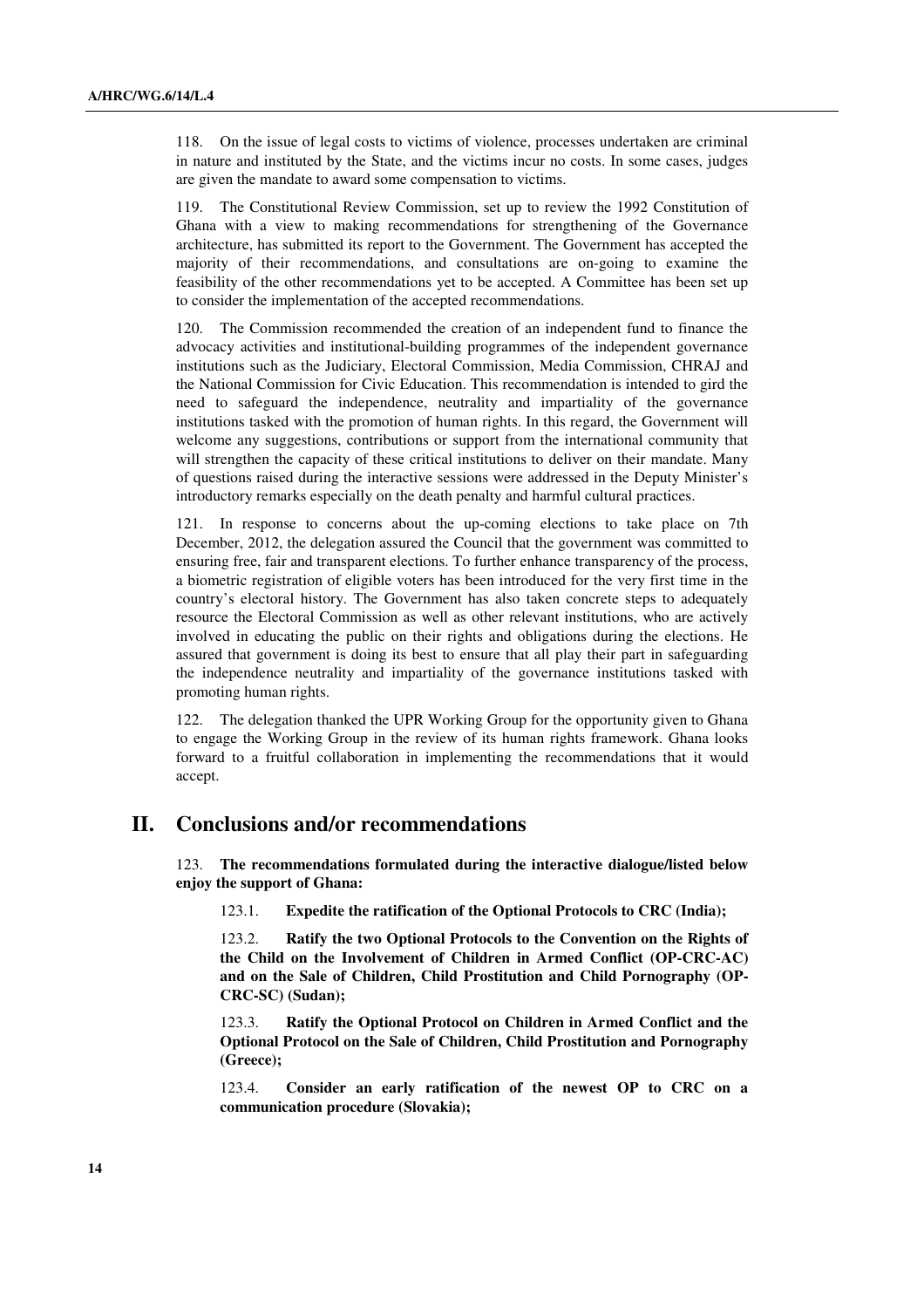118. On the issue of legal costs to victims of violence, processes undertaken are criminal in nature and instituted by the State, and the victims incur no costs. In some cases, judges are given the mandate to award some compensation to victims.

119. The Constitutional Review Commission, set up to review the 1992 Constitution of Ghana with a view to making recommendations for strengthening of the Governance architecture, has submitted its report to the Government. The Government has accepted the majority of their recommendations, and consultations are on-going to examine the feasibility of the other recommendations yet to be accepted. A Committee has been set up to consider the implementation of the accepted recommendations.

120. The Commission recommended the creation of an independent fund to finance the advocacy activities and institutional-building programmes of the independent governance institutions such as the Judiciary, Electoral Commission, Media Commission, CHRAJ and the National Commission for Civic Education. This recommendation is intended to gird the need to safeguard the independence, neutrality and impartiality of the governance institutions tasked with the promotion of human rights. In this regard, the Government will welcome any suggestions, contributions or support from the international community that will strengthen the capacity of these critical institutions to deliver on their mandate. Many of questions raised during the interactive sessions were addressed in the Deputy Minister's introductory remarks especially on the death penalty and harmful cultural practices.

121. In response to concerns about the up-coming elections to take place on 7th December, 2012, the delegation assured the Council that the government was committed to ensuring free, fair and transparent elections. To further enhance transparency of the process, a biometric registration of eligible voters has been introduced for the very first time in the country's electoral history. The Government has also taken concrete steps to adequately resource the Electoral Commission as well as other relevant institutions, who are actively involved in educating the public on their rights and obligations during the elections. He assured that government is doing its best to ensure that all play their part in safeguarding the independence neutrality and impartiality of the governance institutions tasked with promoting human rights.

122. The delegation thanked the UPR Working Group for the opportunity given to Ghana to engage the Working Group in the review of its human rights framework. Ghana looks forward to a fruitful collaboration in implementing the recommendations that it would accept.

# II. Conclusions and/or recommendations

123. **The recommendations formulated during the interactive dialogue/listed below enjoy the support of Ghana:**

123.1. **Expedite the ratification of the Optional Protocols to CRC (India);**

123.2. **Ratify the two Optional Protocols to the Convention on the Rights of the Child on the Involvement of Children in Armed Conflict (OP-CRC-AC) and on the Sale of Children, Child Prostitution and Child Pornography (OP-CRC-SC) (Sudan);**

123.3. **Ratify the Optional Protocol on Children in Armed Conflict and the Optional Protocol on the Sale of Children, Child Prostitution and Pornography (Greece);**

123.4. **Consider an early ratification of the newest OP to CRC on a communication procedure (Slovakia);**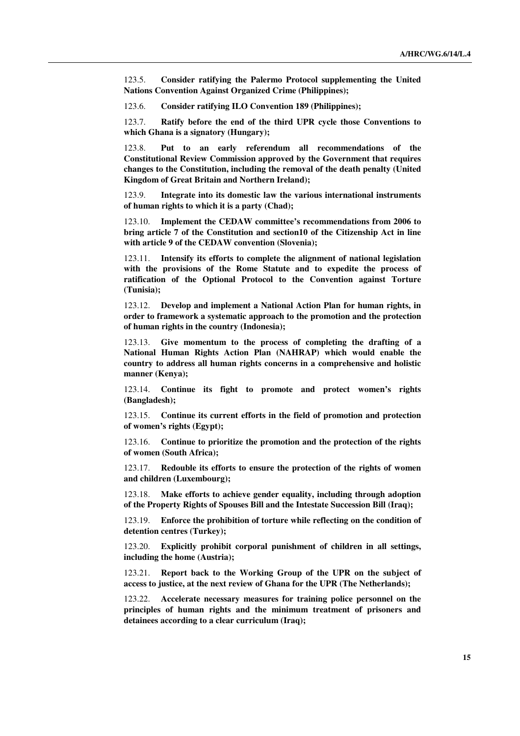123.5. **Consider ratifying the Palermo Protocol supplementing the United Nations Convention Against Organized Crime (Philippines);**

123.6. **Consider ratifying ILO Convention 189 (Philippines);**

123.7. **Ratify before the end of the third UPR cycle those Conventions to which Ghana is a signatory (Hungary);**

123.8. **Put to an early referendum all recommendations of the Constitutional Review Commission approved by the Government that requires changes to the Constitution, including the removal of the death penalty (United Kingdom of Great Britain and Northern Ireland);**

123.9. **Integrate into its domestic law the various international instruments of human rights to which it is a party (Chad);**

123.10. **Implement the CEDAW committee's recommendations from 2006 to bring article 7 of the Constitution and section10 of the Citizenship Act in line with article 9 of the CEDAW convention (Slovenia);**

123.11. **Intensify its efforts to complete the alignment of national legislation with the provisions of the Rome Statute and to expedite the process of ratification of the Optional Protocol to the Convention against Torture (Tunisia);**

123.12. **Develop and implement a National Action Plan for human rights, in order to framework a systematic approach to the promotion and the protection of human rights in the country (Indonesia);**

123.13. **Give momentum to the process of completing the drafting of a National Human Rights Action Plan (NAHRAP) which would enable the country to address all human rights concerns in a comprehensive and holistic manner (Kenya);**

123.14. **Continue its fight to promote and protect women's rights (Bangladesh);**

123.15. **Continue its current efforts in the field of promotion and protection of women's rights (Egypt);**

123.16. **Continue to prioritize the promotion and the protection of the rights of women (South Africa);**

123.17. **Redouble its efforts to ensure the protection of the rights of women and children (Luxembourg);**

123.18. **Make efforts to achieve gender equality, including through adoption of the Property Rights of Spouses Bill and the Intestate Succession Bill (Iraq);**

123.19. **Enforce the prohibition of torture while reflecting on the condition of detention centres (Turkey);**

123.20. **Explicitly prohibit corporal punishment of children in all settings, including the home (Austria);**

123.21. **Report back to the Working Group of the UPR on the subject of access to justice, at the next review of Ghana for the UPR (The Netherlands);**

123.22. **Accelerate necessary measures for training police personnel on the principles of human rights and the minimum treatment of prisoners and detainees according to a clear curriculum (Iraq);**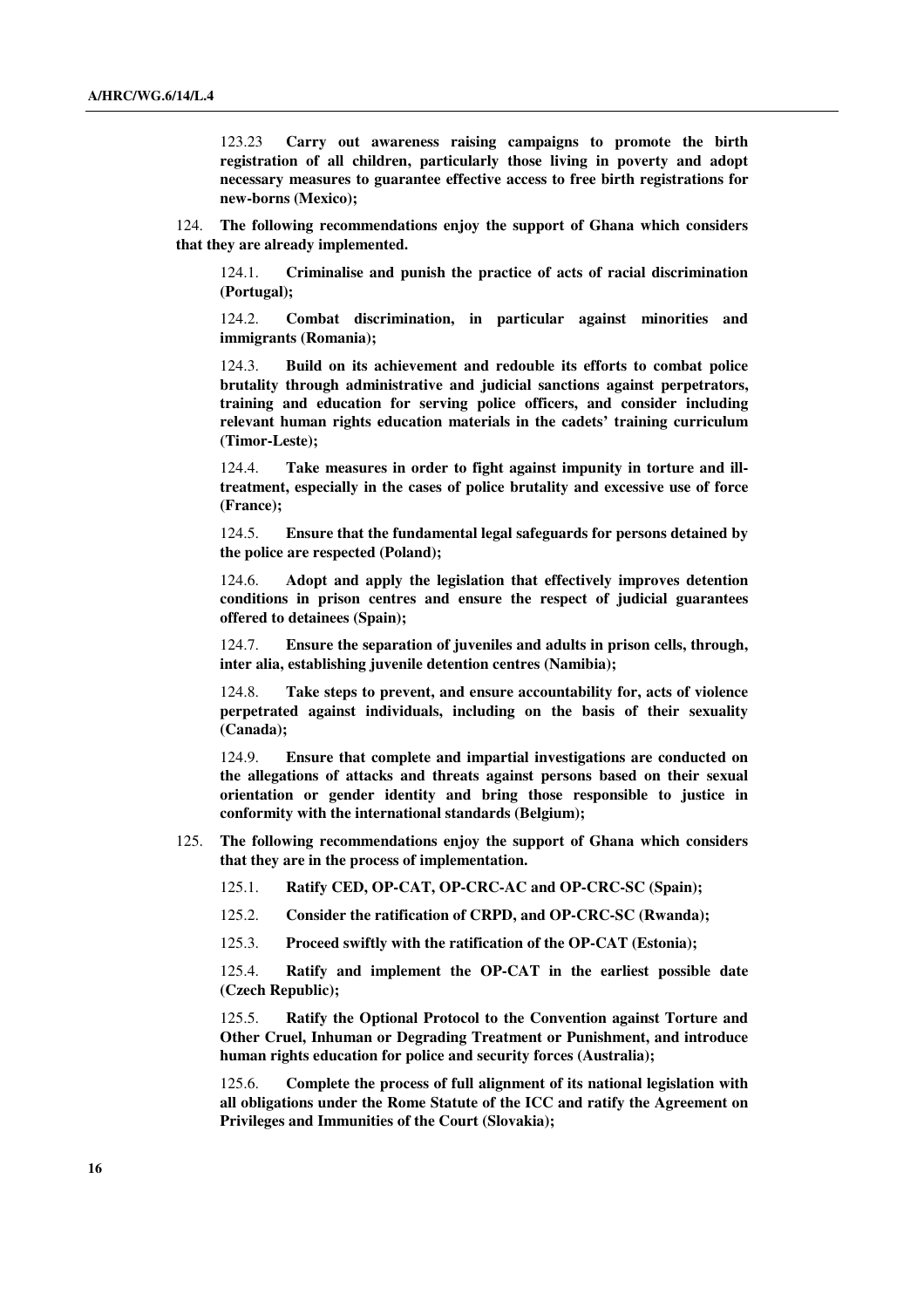123.23 **Carry out awareness raising campaigns to promote the birth registration of all children, particularly those living in poverty and adopt necessary measures to guarantee effective access to free birth registrations for new-borns (Mexico);**

124. **The following recommendations enjoy the support of Ghana which considers that they are already implemented.**

124.1. **Criminalise and punish the practice of acts of racial discrimination (Portugal);**

124.2. **Combat discrimination, in particular against minorities and immigrants (Romania);**

124.3. **Build on its achievement and redouble its efforts to combat police brutality through administrative and judicial sanctions against perpetrators, training and education for serving police officers, and consider including relevant human rights education materials in the cadets' training curriculum (Timor-Leste);**

124.4. **Take measures in order to fight against impunity in torture and ill-treatment, especially in the cases of police brutality and excessive use of force (France);**

124.5. **Ensure that the fundamental legal safeguards for persons detained by the police are respected (Poland);**

124.6. **Adopt and apply the legislation that effectively improves detention conditions in prison centres and ensure the respect of judicial guarantees offered to detainees (Spain);**

124.7. **Ensure the separation of juveniles and adults in prison cells, through, inter alia, establishing juvenile detention centres (Namibia);**

124.8. **Take steps to prevent, and ensure accountability for, acts of violence perpetrated against individuals, including on the basis of their sexuality (Canada);**

124.9. **Ensure that complete and impartial investigations are conducted on the allegations of attacks and threats against persons based on their sexual orientation or gender identity and bring those responsible to justice in conformity with the international standards (Belgium);**

125. **The following recommendations enjoy the support of Ghana which considers that they are in the process of implementation.**

125.1. **Ratify CED, OP-CAT, OP-CRC-AC and OP-CRC-SC (Spain);**

125.2. **Consider the ratification of CRPD, and OP-CRC-SC (Rwanda);**

125.3. **Proceed swiftly with the ratification of the OP-CAT (Estonia);**

125.4. **Ratify and implement the OP-CAT in the earliest possible date (Czech Republic);**

125.5. **Ratify the Optional Protocol to the Convention against Torture and Other Cruel, Inhuman or Degrading Treatment or Punishment, and introduce human rights education for police and security forces (Australia);**

125.6. **Complete the process of full alignment of its national legislation with all obligations under the Rome Statute of the ICC and ratify the Agreement on Privileges and Immunities of the Court (Slovakia);**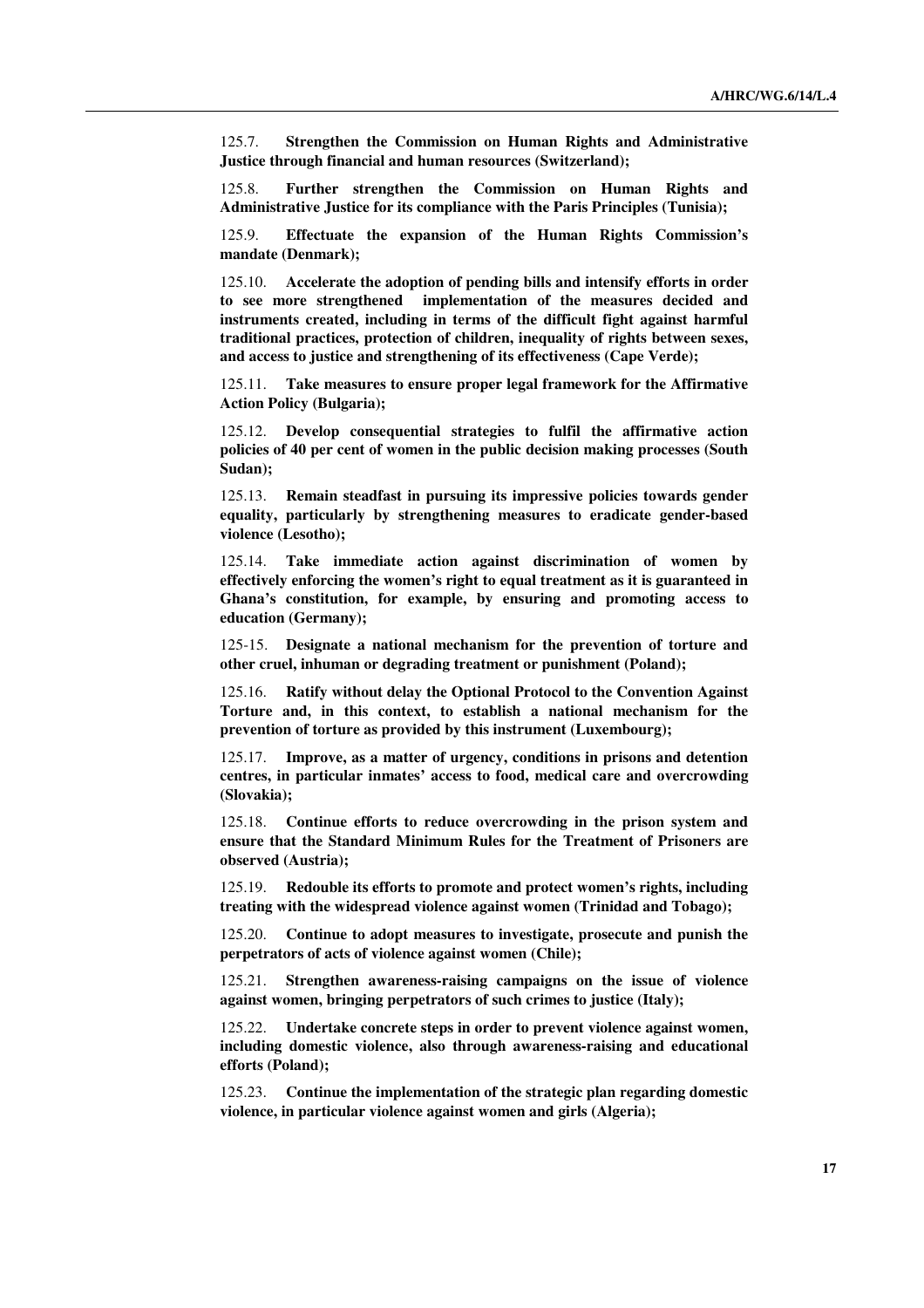125.7. **Strengthen the Commission on Human Rights and Administrative Justice through financial and human resources (Switzerland);**

125.8. **Further strengthen the Commission on Human Rights and Administrative Justice for its compliance with the Paris Principles (Tunisia);**

125.9. **Effectuate the expansion of the Human Rights Commission's mandate (Denmark);**

125.10. **Accelerate the adoption of pending bills and intensify efforts in order to see more strengthened implementation of the measures decided and instruments created, including in terms of the difficult fight against harmful traditional practices, protection of children, inequality of rights between sexes, and access to justice and strengthening of its effectiveness (Cape Verde);**

125.11. **Take measures to ensure proper legal framework for the Affirmative Action Policy (Bulgaria);**

125.12. **Develop consequential strategies to fulfil the affirmative action policies of 40 per cent of women in the public decision making processes (South Sudan);**

125.13. **Remain steadfast in pursuing its impressive policies towards gender equality, particularly by strengthening measures to eradicate gender-based violence (Lesotho);**

125.14. **Take immediate action against discrimination of women by effectively enforcing the women's right to equal treatment as it is guaranteed in Ghana's constitution, for example, by ensuring and promoting access to education (Germany);**

125-15. **Designate a national mechanism for the prevention of torture and other cruel, inhuman or degrading treatment or punishment (Poland);**

125.16. **Ratify without delay the Optional Protocol to the Convention Against Torture and, in this context, to establish a national mechanism for the prevention of torture as provided by this instrument (Luxembourg);**

125.17. **Improve, as a matter of urgency, conditions in prisons and detention centres, in particular inmates' access to food, medical care and overcrowding (Slovakia);**

125.18. **Continue efforts to reduce overcrowding in the prison system and ensure that the Standard Minimum Rules for the Treatment of Prisoners are observed (Austria);**

125.19. **Redouble its efforts to promote and protect women's rights, including treating with the widespread violence against women (Trinidad and Tobago);**

125.20. **Continue to adopt measures to investigate, prosecute and punish the perpetrators of acts of violence against women (Chile);**

125.21. **Strengthen awareness-raising campaigns on the issue of violence against women, bringing perpetrators of such crimes to justice (Italy);**

125.22. **Undertake concrete steps in order to prevent violence against women, including domestic violence, also through awareness-raising and educational efforts (Poland);**

125.23. **Continue the implementation of the strategic plan regarding domestic violence, in particular violence against women and girls (Algeria);**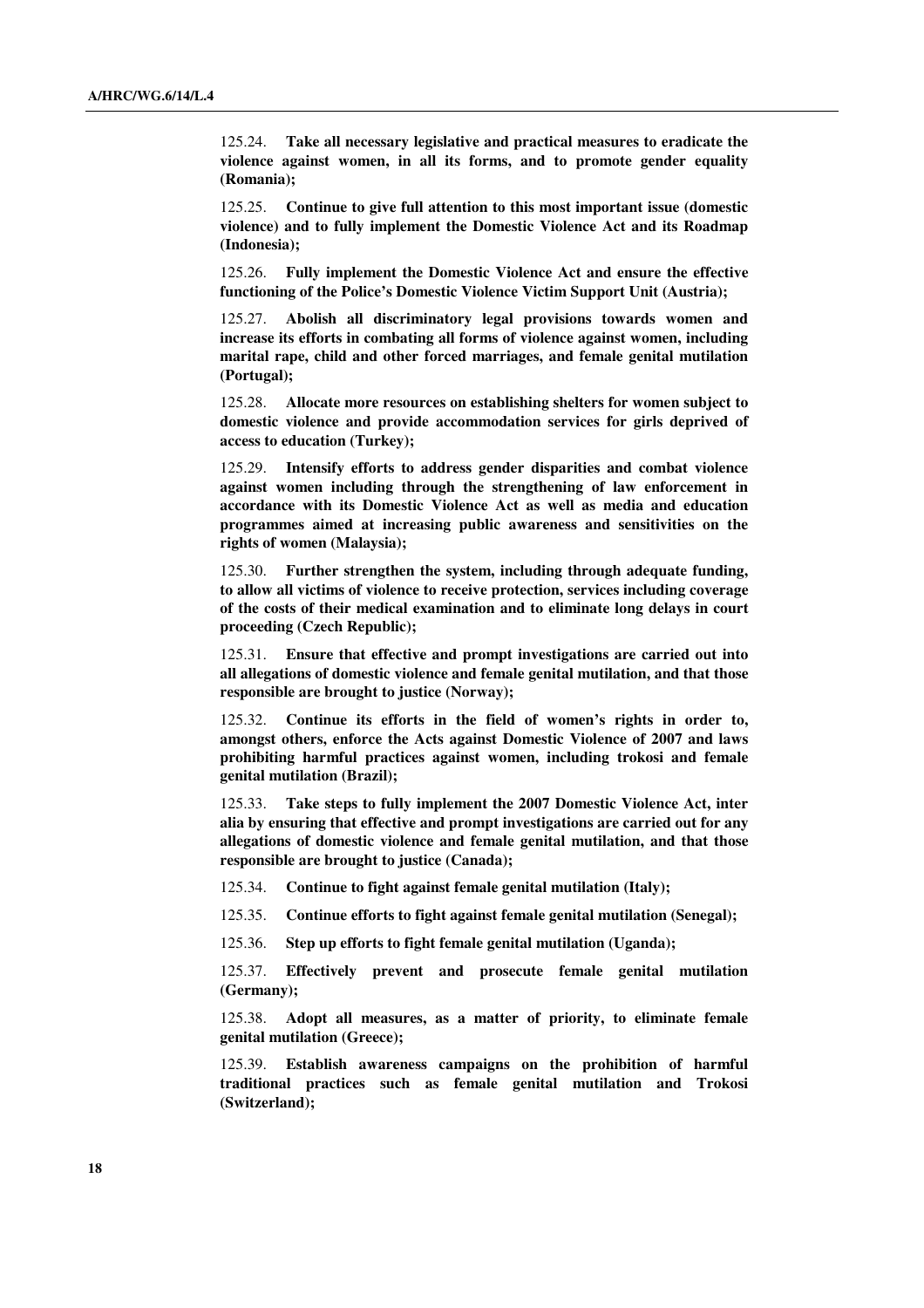125.24. **Take all necessary legislative and practical measures to eradicate the violence against women, in all its forms, and to promote gender equality (Romania);**

125.25. **Continue to give full attention to this most important issue (domestic violence) and to fully implement the Domestic Violence Act and its Roadmap (Indonesia);**

125.26. **Fully implement the Domestic Violence Act and ensure the effective functioning of the Police's Domestic Violence Victim Support Unit (Austria);**

125.27. **Abolish all discriminatory legal provisions towards women and increase its efforts in combating all forms of violence against women, including marital rape, child and other forced marriages, and female genital mutilation (Portugal);**

125.28. **Allocate more resources on establishing shelters for women subject to domestic violence and provide accommodation services for girls deprived of access to education (Turkey);**

125.29. **Intensify efforts to address gender disparities and combat violence against women including through the strengthening of law enforcement in accordance with its Domestic Violence Act as well as media and education programmes aimed at increasing public awareness and sensitivities on the rights of women (Malaysia);**

125.30. **Further strengthen the system, including through adequate funding, to allow all victims of violence to receive protection, services including coverage of the costs of their medical examination and to eliminate long delays in court proceeding (Czech Republic);**

125.31. **Ensure that effective and prompt investigations are carried out into all allegations of domestic violence and female genital mutilation, and that those responsible are brought to justice (Norway);**

125.32. **Continue its efforts in the field of women's rights in order to, amongst others, enforce the Acts against Domestic Violence of 2007 and laws prohibiting harmful practices against women, including trokosi and female genital mutilation (Brazil);**

125.33. **Take steps to fully implement the 2007 Domestic Violence Act, inter alia by ensuring that effective and prompt investigations are carried out for any allegations of domestic violence and female genital mutilation, and that those responsible are brought to justice (Canada);**

125.34. **Continue to fight against female genital mutilation (Italy);**

125.35. **Continue efforts to fight against female genital mutilation (Senegal);**

125.36. **Step up efforts to fight female genital mutilation (Uganda);**

125.37. **Effectively prevent and prosecute female genital mutilation (Germany);**

125.38. **Adopt all measures, as a matter of priority, to eliminate female genital mutilation (Greece);**

125.39. **Establish awareness campaigns on the prohibition of harmful traditional practices such as female genital mutilation and Trokosi (Switzerland);**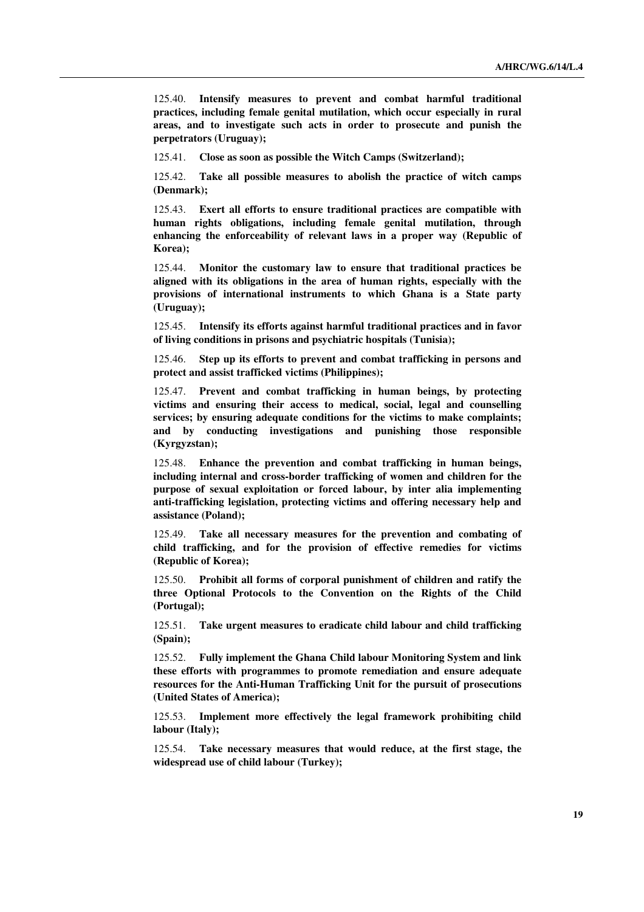125.40. **Intensify measures to prevent and combat harmful traditional practices, including female genital mutilation, which occur especially in rural areas, and to investigate such acts in order to prosecute and punish the perpetrators (Uruguay);**

125.41. **Close as soon as possible the Witch Camps (Switzerland);**

125.42. **Take all possible measures to abolish the practice of witch camps (Denmark);**

125.43. **Exert all efforts to ensure traditional practices are compatible with human rights obligations, including female genital mutilation, through enhancing the enforceability of relevant laws in a proper way (Republic of Korea);**

125.44. **Monitor the customary law to ensure that traditional practices be aligned with its obligations in the area of human rights, especially with the provisions of international instruments to which Ghana is a State party (Uruguay);**

125.45. **Intensify its efforts against harmful traditional practices and in favor of living conditions in prisons and psychiatric hospitals (Tunisia);**

125.46. **Step up its efforts to prevent and combat trafficking in persons and protect and assist trafficked victims (Philippines);**

125.47. **Prevent and combat trafficking in human beings, by protecting victims and ensuring their access to medical, social, legal and counselling services; by ensuring adequate conditions for the victims to make complaints; and by conducting investigations and punishing those responsible (Kyrgyzstan);**

125.48. **Enhance the prevention and combat trafficking in human beings, including internal and cross-border trafficking of women and children for the purpose of sexual exploitation or forced labour, by inter alia implementing anti-trafficking legislation, protecting victims and offering necessary help and assistance (Poland);**

125.49. **Take all necessary measures for the prevention and combating of child trafficking, and for the provision of effective remedies for victims (Republic of Korea);**

125.50. **Prohibit all forms of corporal punishment of children and ratify the three Optional Protocols to the Convention on the Rights of the Child (Portugal);**

125.51. **Take urgent measures to eradicate child labour and child trafficking (Spain);**

125.52. **Fully implement the Ghana Child labour Monitoring System and link these efforts with programmes to promote remediation and ensure adequate resources for the Anti-Human Trafficking Unit for the pursuit of prosecutions (United States of America);**

125.53. **Implement more effectively the legal framework prohibiting child labour (Italy);**

125.54. **Take necessary measures that would reduce, at the first stage, the widespread use of child labour (Turkey);**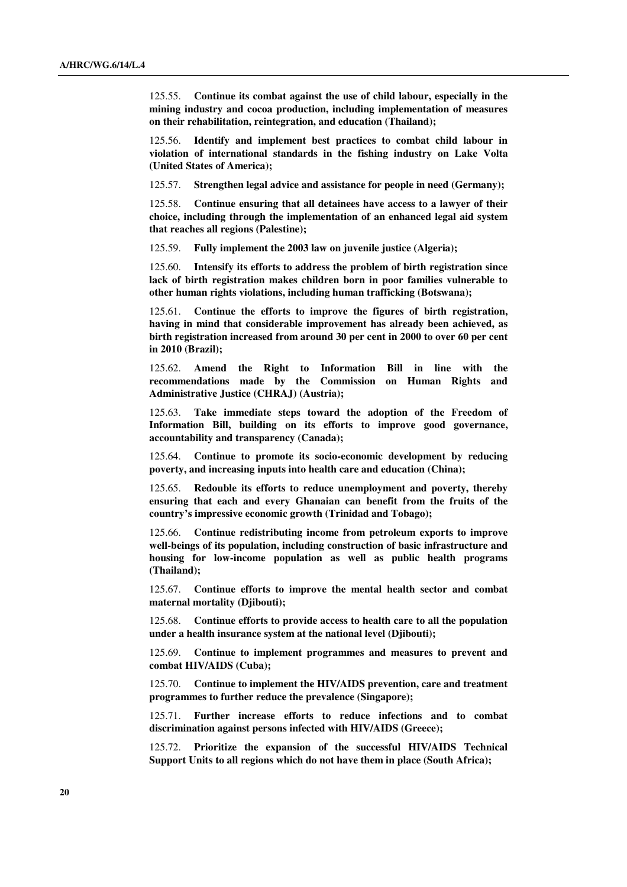125.55. **Continue its combat against the use of child labour, especially in the mining industry and cocoa production, including implementation of measures on their rehabilitation, reintegration, and education (Thailand);**

125.56. **Identify and implement best practices to combat child labour in violation of international standards in the fishing industry on Lake Volta (United States of America);**

125.57. **Strengthen legal advice and assistance for people in need (Germany);**

125.58. **Continue ensuring that all detainees have access to a lawyer of their choice, including through the implementation of an enhanced legal aid system that reaches all regions (Palestine);**

125.59. **Fully implement the 2003 law on juvenile justice (Algeria);**

125.60. **Intensify its efforts to address the problem of birth registration since lack of birth registration makes children born in poor families vulnerable to other human rights violations, including human trafficking (Botswana);**

125.61. **Continue the efforts to improve the figures of birth registration, having in mind that considerable improvement has already been achieved, as birth registration increased from around 30 per cent in 2000 to over 60 per cent in 2010 (Brazil);**

125.62. **Amend the Right to Information Bill in line with the recommendations made by the Commission on Human Rights and Administrative Justice (CHRAJ) (Austria);**

125.63. **Take immediate steps toward the adoption of the Freedom of Information Bill, building on its efforts to improve good governance, accountability and transparency (Canada);**

125.64. **Continue to promote its socio-economic development by reducing poverty, and increasing inputs into health care and education (China);**

125.65. **Redouble its efforts to reduce unemployment and poverty, thereby ensuring that each and every Ghanaian can benefit from the fruits of the country's impressive economic growth (Trinidad and Tobago);**

125.66. **Continue redistributing income from petroleum exports to improve well-beings of its population, including construction of basic infrastructure and housing for low-income population as well as public health programs (Thailand);**

125.67. **Continue efforts to improve the mental health sector and combat maternal mortality (Djibouti);**

125.68. **Continue efforts to provide access to health care to all the population under a health insurance system at the national level (Djibouti);**

125.69. **Continue to implement programmes and measures to prevent and combat HIV/AIDS (Cuba);**

125.70. **Continue to implement the HIV/AIDS prevention, care and treatment programmes to further reduce the prevalence (Singapore);**

125.71. **Further increase efforts to reduce infections and to combat discrimination against persons infected with HIV/AIDS (Greece);**

125.72. **Prioritize the expansion of the successful HIV/AIDS Technical Support Units to all regions which do not have them in place (South Africa);**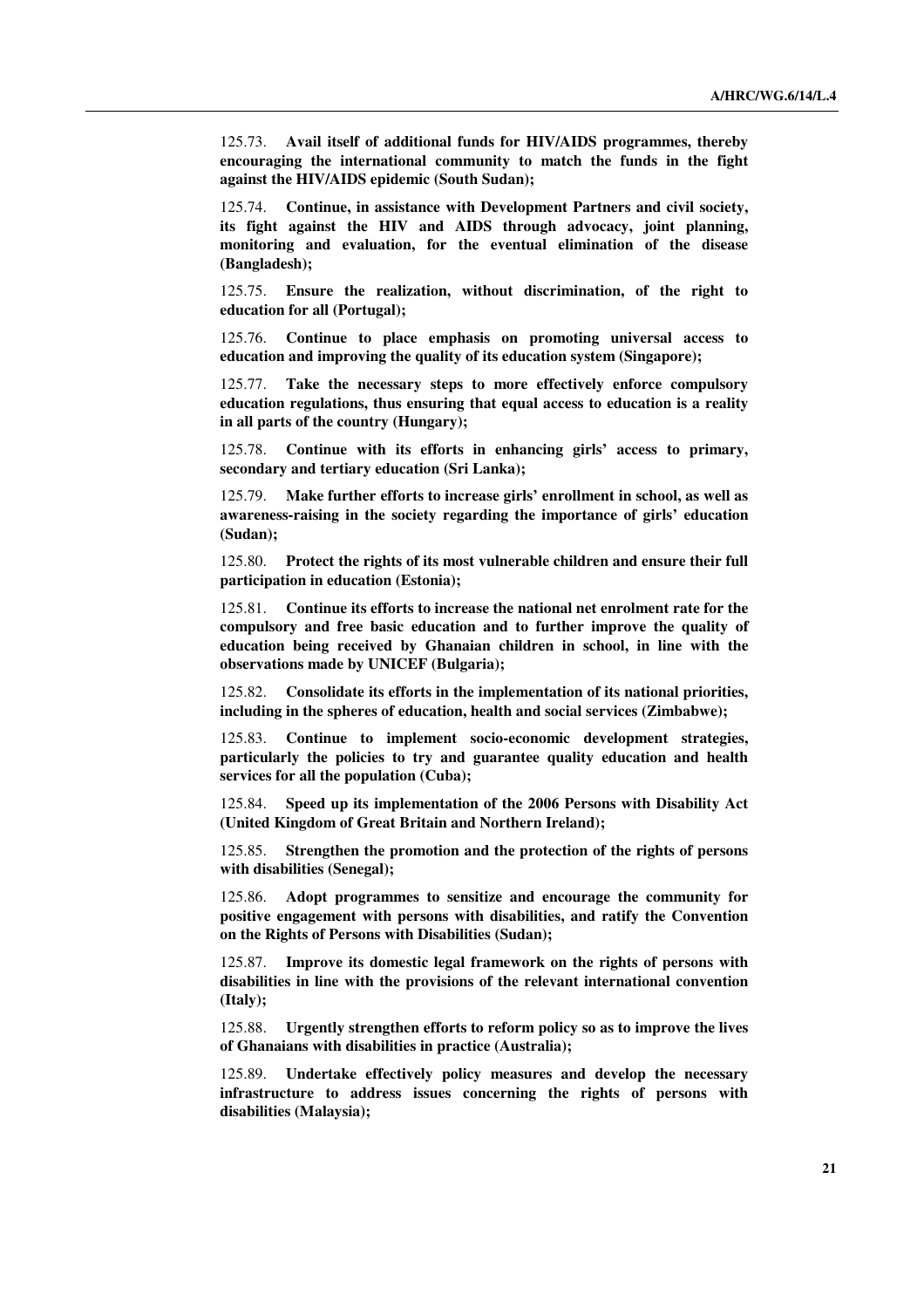125.73. **Avail itself of additional funds for HIV/AIDS programmes, thereby encouraging the international community to match the funds in the fight against the HIV/AIDS epidemic (South Sudan);**

125.74. **Continue, in assistance with Development Partners and civil society, its fight against the HIV and AIDS through advocacy, joint planning, monitoring and evaluation, for the eventual elimination of the disease (Bangladesh);**

125.75. **Ensure the realization, without discrimination, of the right to education for all (Portugal);**

125.76. **Continue to place emphasis on promoting universal access to education and improving the quality of its education system (Singapore);**

125.77. **Take the necessary steps to more effectively enforce compulsory education regulations, thus ensuring that equal access to education is a reality in all parts of the country (Hungary);**

125.78. **Continue with its efforts in enhancing girls' access to primary, secondary and tertiary education (Sri Lanka);**

125.79. **Make further efforts to increase girls' enrollment in school, as well as awareness-raising in the society regarding the importance of girls' education (Sudan);**

125.80. **Protect the rights of its most vulnerable children and ensure their full participation in education (Estonia);**

125.81. **Continue its efforts to increase the national net enrolment rate for the compulsory and free basic education and to further improve the quality of education being received by Ghanaian children in school, in line with the observations made by UNICEF (Bulgaria);**

125.82. **Consolidate its efforts in the implementation of its national priorities, including in the spheres of education, health and social services (Zimbabwe);**

125.83. **Continue to implement socio-economic development strategies, particularly the policies to try and guarantee quality education and health services for all the population (Cuba);**

125.84. **Speed up its implementation of the 2006 Persons with Disability Act (United Kingdom of Great Britain and Northern Ireland);**

125.85. **Strengthen the promotion and the protection of the rights of persons with disabilities (Senegal);**

125.86. **Adopt programmes to sensitize and encourage the community for positive engagement with persons with disabilities, and ratify the Convention on the Rights of Persons with Disabilities (Sudan);**

125.87. **Improve its domestic legal framework on the rights of persons with disabilities in line with the provisions of the relevant international convention (Italy);**

125.88. **Urgently strengthen efforts to reform policy so as to improve the lives of Ghanaians with disabilities in practice (Australia);**

125.89. **Undertake effectively policy measures and develop the necessary infrastructure to address issues concerning the rights of persons with disabilities (Malaysia);**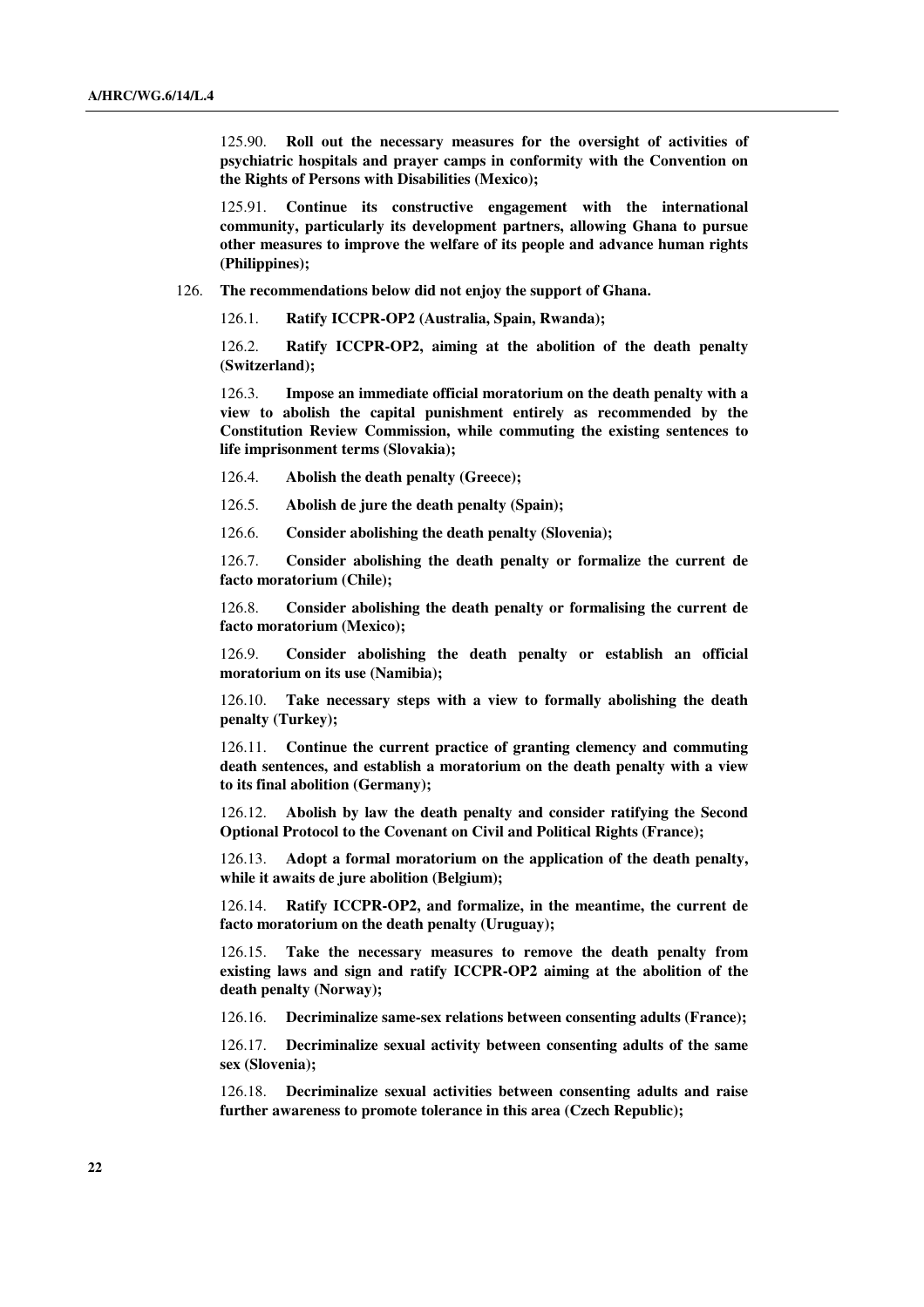125.90. **Roll out the necessary measures for the oversight of activities of psychiatric hospitals and prayer camps in conformity with the Convention on the Rights of Persons with Disabilities (Mexico);**

125.91. **Continue its constructive engagement with the international community, particularly its development partners, allowing Ghana to pursue other measures to improve the welfare of its people and advance human rights (Philippines);**

126. **The recommendations below did not enjoy the support of Ghana.**

126.1. **Ratify ICCPR-OP2 (Australia, Spain, Rwanda);**

126.2. **Ratify ICCPR-OP2, aiming at the abolition of the death penalty (Switzerland);**

126.3. **Impose an immediate official moratorium on the death penalty with a view to abolish the capital punishment entirely as recommended by the Constitution Review Commission, while commuting the existing sentences to life imprisonment terms (Slovakia);**

126.4. **Abolish the death penalty (Greece);**

126.5. **Abolish de jure the death penalty (Spain);**

126.6. **Consider abolishing the death penalty (Slovenia);**

126.7. **Consider abolishing the death penalty or formalize the current de facto moratorium (Chile);**

126.8. **Consider abolishing the death penalty or formalising the current de facto moratorium (Mexico);**

126.9. **Consider abolishing the death penalty or establish an official moratorium on its use (Namibia);**

126.10. **Take necessary steps with a view to formally abolishing the death penalty (Turkey);**

126.11. **Continue the current practice of granting clemency and commuting death sentences, and establish a moratorium on the death penalty with a view to its final abolition (Germany);**

126.12. **Abolish by law the death penalty and consider ratifying the Second Optional Protocol to the Covenant on Civil and Political Rights (France);**

126.13. **Adopt a formal moratorium on the application of the death penalty, while it awaits de jure abolition (Belgium);**

126.14. **Ratify ICCPR-OP2, and formalize, in the meantime, the current de facto moratorium on the death penalty (Uruguay);**

126.15. **Take the necessary measures to remove the death penalty from existing laws and sign and ratify ICCPR-OP2 aiming at the abolition of the death penalty (Norway);**

126.16. **Decriminalize same-sex relations between consenting adults (France);**

126.17. **Decriminalize sexual activity between consenting adults of the same sex (Slovenia);**

126.18. **Decriminalize sexual activities between consenting adults and raise further awareness to promote tolerance in this area (Czech Republic);**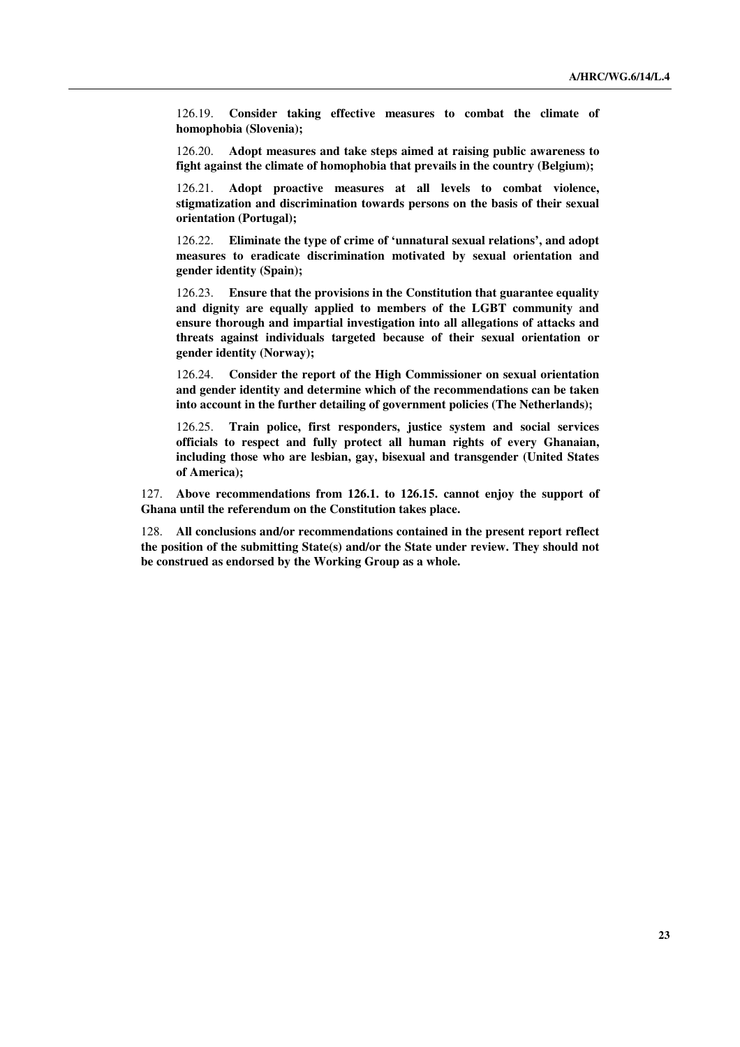126.19. **Consider taking effective measures to combat the climate of homophobia (Slovenia);**

126.20. **Adopt measures and take steps aimed at raising public awareness to fight against the climate of homophobia that prevails in the country (Belgium);**

126.21. **Adopt proactive measures at all levels to combat violence, stigmatization and discrimination towards persons on the basis of their sexual orientation (Portugal);**

126.22. **Eliminate the type of crime of 'unnatural sexual relations', and adopt measures to eradicate discrimination motivated by sexual orientation and gender identity (Spain);**

126.23. **Ensure that the provisions in the Constitution that guarantee equality and dignity are equally applied to members of the LGBT community and ensure thorough and impartial investigation into all allegations of attacks and threats against individuals targeted because of their sexual orientation or gender identity (Norway);**

126.24. **Consider the report of the High Commissioner on sexual orientation and gender identity and determine which of the recommendations can be taken into account in the further detailing of government policies (The Netherlands);**

126.25. **Train police, first responders, justice system and social services officials to respect and fully protect all human rights of every Ghanaian, including those who are lesbian, gay, bisexual and transgender (United States of America);**

127. **Above recommendations from 126.1. to 126.15. cannot enjoy the support of Ghana until the referendum on the Constitution takes place.**

128. **All conclusions and/or recommendations contained in the present report reflect the position of the submitting State(s) and/or the State under review. They should not be construed as endorsed by the Working Group as a whole.**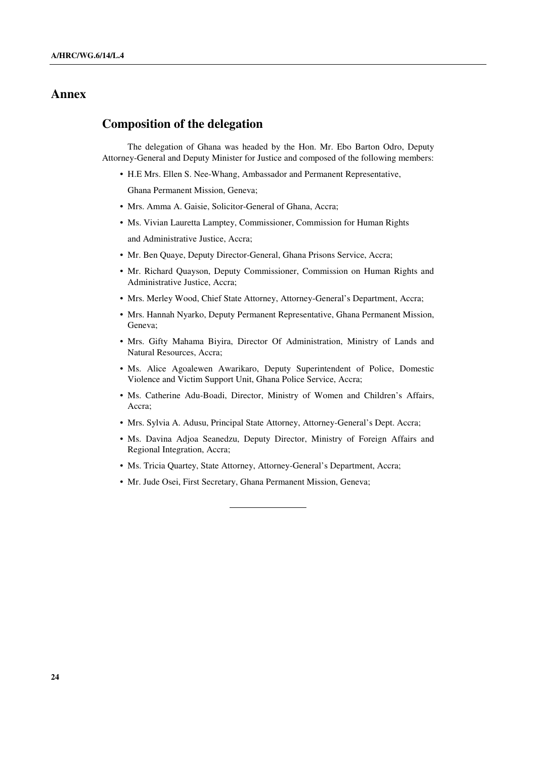# Annex

## Composition of the delegation

The delegation of Ghana was headed by the Hon. Mr. Ebo Barton Odro, Deputy Attorney-General and Deputy Minister for Justice and composed of the following members:

- H.E Mrs. Ellen S. Nee-Whang, Ambassador and Permanent Representative, Ghana Permanent Mission, Geneva;
- Mrs. Amma A. Gaisie, Solicitor-General of Ghana, Accra;
- Ms. Vivian Lauretta Lamptey, Commissioner, Commission for Human Rights and Administrative Justice, Accra;
- Mr. Ben Quaye, Deputy Director-General, Ghana Prisons Service, Accra;
- Mr. Richard Quayson, Deputy Commissioner, Commission on Human Rights and Administrative Justice, Accra;
- Mrs. Merley Wood, Chief State Attorney, Attorney-General's Department, Accra;
- Mrs. Hannah Nyarko, Deputy Permanent Representative, Ghana Permanent Mission, Geneva;
- Mrs. Gifty Mahama Biyira, Director Of Administration, Ministry of Lands and Natural Resources, Accra;
- Ms. Alice Agoalewen Awarikaro, Deputy Superintendent of Police, Domestic Violence and Victim Support Unit, Ghana Police Service, Accra;
- Ms. Catherine Adu-Boadi, Director, Ministry of Women and Children's Affairs, Accra;
- Mrs. Sylvia A. Adusu, Principal State Attorney, Attorney-General's Dept. Accra;
- Ms. Davina Adjoa Seanedzu, Deputy Director, Ministry of Foreign Affairs and Regional Integration, Accra;
- Ms. Tricia Quartey, State Attorney, Attorney-General's Department, Accra;
- Mr. Jude Osei, First Secretary, Ghana Permanent Mission, Geneva;